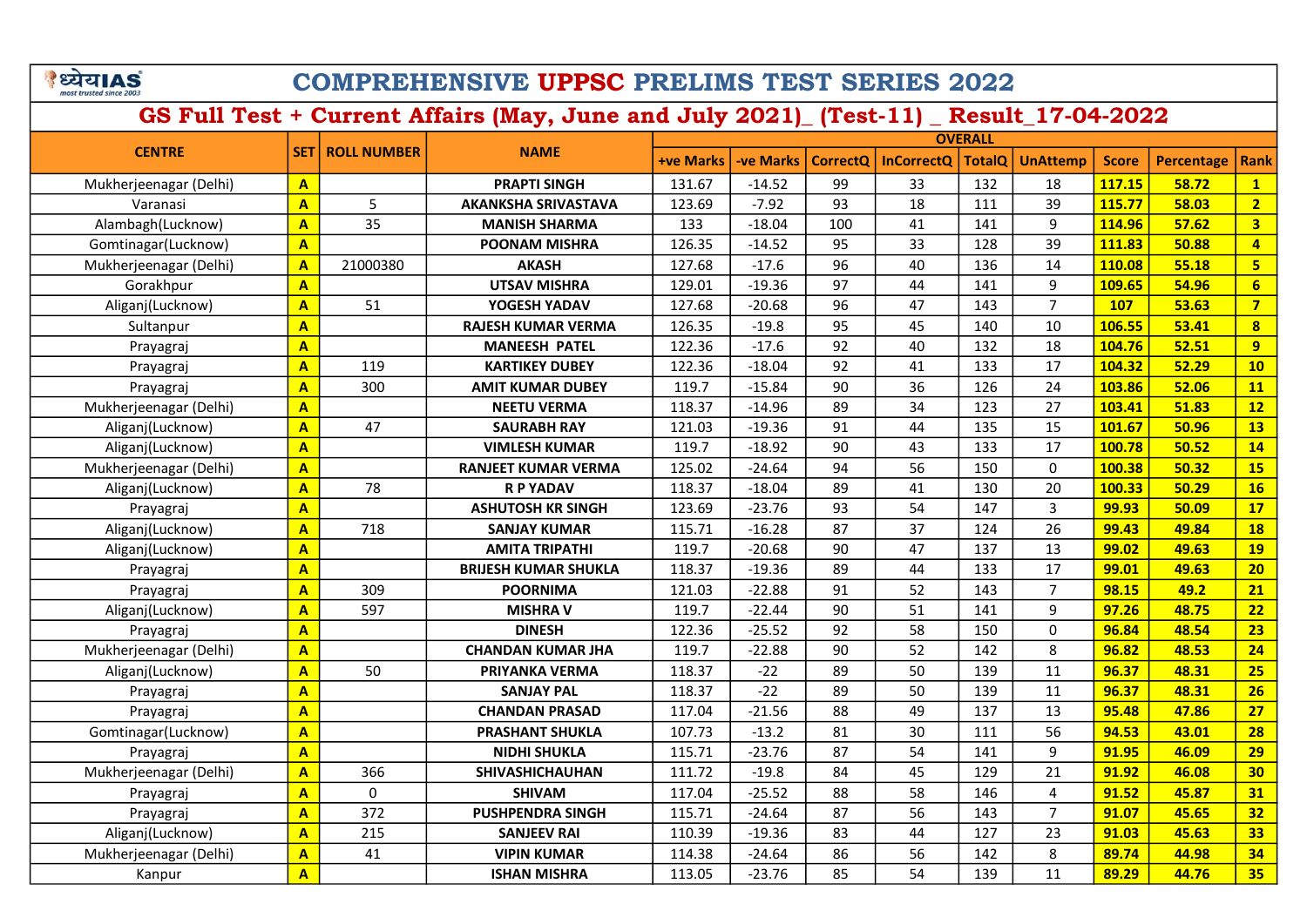# COMPREHENSIVE UPPSC PRELIMS TEST SERIES 2022

## GS Full Test + Current Affairs (May, June and July 2021)_ (Test-11) _ Result_17-04-2022

| CENTRE | SET | ROLL NUMBER | NAME | OVERALL | | | | | | | | |
|---|---|---|---|---|---|---|---|---|---|---|---|---|
| | | | | +ve Marks | -ve Marks | CorrectQ | InCorrectQ | TotalQ | UnAttemp | Score | Percentage | Rank |
| Mukherjeenagar (Delhi) | A | | PRAPTI SINGH | 131.67 | -14.52 | 99 | 33 | 132 | 18 | 117.15 | 58.72 | 1 |
| Varanasi | A | 5 | AKANKSHA SRIVASTAVA | 123.69 | -7.92 | 93 | 18 | 111 | 39 | 115.77 | 58.03 | 2 |
| Alambagh(Lucknow) | A | 35 | MANISH SHARMA | 133 | -18.04 | 100 | 41 | 141 | 9 | 114.96 | 57.62 | 3 |
| Gomtinagar(Lucknow) | A | | POONAM MISHRA | 126.35 | -14.52 | 95 | 33 | 128 | 39 | 111.83 | 50.88 | 4 |
| Mukherjeenagar (Delhi) | A | 21000380 | AKASH | 127.68 | -17.6 | 96 | 40 | 136 | 14 | 110.08 | 55.18 | 5 |
| Gorakhpur | A | | UTSAV MISHRA | 129.01 | -19.36 | 97 | 44 | 141 | 9 | 109.65 | 54.96 | 6 |
| Aliganj(Lucknow) | A | 51 | YOGESH YADAV | 127.68 | -20.68 | 96 | 47 | 143 | 7 | 107 | 53.63 | 7 |
| Sultanpur | A | | RAJESH KUMAR VERMA | 126.35 | -19.8 | 95 | 45 | 140 | 10 | 106.55 | 53.41 | 8 |
| Prayagraj | A | | MANEESH PATEL | 122.36 | -17.6 | 92 | 40 | 132 | 18 | 104.76 | 52.51 | 9 |
| Prayagraj | A | 119 | KARTIKEY DUBEY | 122.36 | -18.04 | 92 | 41 | 133 | 17 | 104.32 | 52.29 | 10 |
| Prayagraj | A | 300 | AMIT KUMAR DUBEY | 119.7 | -15.84 | 90 | 36 | 126 | 24 | 103.86 | 52.06 | 11 |
| Mukherjeenagar (Delhi) | A | | NEETU VERMA | 118.37 | -14.96 | 89 | 34 | 123 | 27 | 103.41 | 51.83 | 12 |
| Aliganj(Lucknow) | A | 47 | SAURABH RAY | 121.03 | -19.36 | 91 | 44 | 135 | 15 | 101.67 | 50.96 | 13 |
| Aliganj(Lucknow) | A | | VIMLESH KUMAR | 119.7 | -18.92 | 90 | 43 | 133 | 17 | 100.78 | 50.52 | 14 |
| Mukherjeenagar (Delhi) | A | | RANJEET KUMAR VERMA | 125.02 | -24.64 | 94 | 56 | 150 | 0 | 100.38 | 50.32 | 15 |
| Aliganj(Lucknow) | A | 78 | R P YADAV | 118.37 | -18.04 | 89 | 41 | 130 | 20 | 100.33 | 50.29 | 16 |
| Prayagraj | A | | ASHUTOSH KR SINGH | 123.69 | -23.76 | 93 | 54 | 147 | 3 | 99.93 | 50.09 | 17 |
| Aliganj(Lucknow) | A | 718 | SANJAY KUMAR | 115.71 | -16.28 | 87 | 37 | 124 | 26 | 99.43 | 49.84 | 18 |
| Aliganj(Lucknow) | A | | AMITA TRIPATHI | 119.7 | -20.68 | 90 | 47 | 137 | 13 | 99.02 | 49.63 | 19 |
| Prayagraj | A | | BRIJESH KUMAR SHUKLA | 118.37 | -19.36 | 89 | 44 | 133 | 17 | 99.01 | 49.63 | 20 |
| Prayagraj | A | 309 | POORNIMA | 121.03 | -22.88 | 91 | 52 | 143 | 7 | 98.15 | 49.2 | 21 |
| Aliganj(Lucknow) | A | 597 | MISHRA V | 119.7 | -22.44 | 90 | 51 | 141 | 9 | 97.26 | 48.75 | 22 |
| Prayagraj | A | | DINESH | 122.36 | -25.52 | 92 | 58 | 150 | 0 | 96.84 | 48.54 | 23 |
| Mukherjeenagar (Delhi) | A | | CHANDAN KUMAR JHA | 119.7 | -22.88 | 90 | 52 | 142 | 8 | 96.82 | 48.53 | 24 |
| Aliganj(Lucknow) | A | 50 | PRIYANKA VERMA | 118.37 | -22 | 89 | 50 | 139 | 11 | 96.37 | 48.31 | 25 |
| Prayagraj | A | | SANJAY PAL | 118.37 | -22 | 89 | 50 | 139 | 11 | 96.37 | 48.31 | 26 |
| Prayagraj | A | | CHANDAN PRASAD | 117.04 | -21.56 | 88 | 49 | 137 | 13 | 95.48 | 47.86 | 27 |
| Gomtinagar(Lucknow) | A | | PRASHANT SHUKLA | 107.73 | -13.2 | 81 | 30 | 111 | 56 | 94.53 | 43.01 | 28 |
| Prayagraj | A | | NIDHI SHUKLA | 115.71 | -23.76 | 87 | 54 | 141 | 9 | 91.95 | 46.09 | 29 |
| Mukherjeenagar (Delhi) | A | 366 | SHIVASHICHAUHAN | 111.72 | -19.8 | 84 | 45 | 129 | 21 | 91.92 | 46.08 | 30 |
| Prayagraj | A | 0 | SHIVAM | 117.04 | -25.52 | 88 | 58 | 146 | 4 | 91.52 | 45.87 | 31 |
| Prayagraj | A | 372 | PUSHPENDRA SINGH | 115.71 | -24.64 | 87 | 56 | 143 | 7 | 91.07 | 45.65 | 32 |
| Aliganj(Lucknow) | A | 215 | SANJEEV RAI | 110.39 | -19.36 | 83 | 44 | 127 | 23 | 91.03 | 45.63 | 33 |
| Mukherjeenagar (Delhi) | A | 41 | VIPIN KUMAR | 114.38 | -24.64 | 86 | 56 | 142 | 8 | 89.74 | 44.98 | 34 |
| Kanpur | A | | ISHAN MISHRA | 113.05 | -23.76 | 85 | 54 | 139 | 11 | 89.29 | 44.76 | 35 |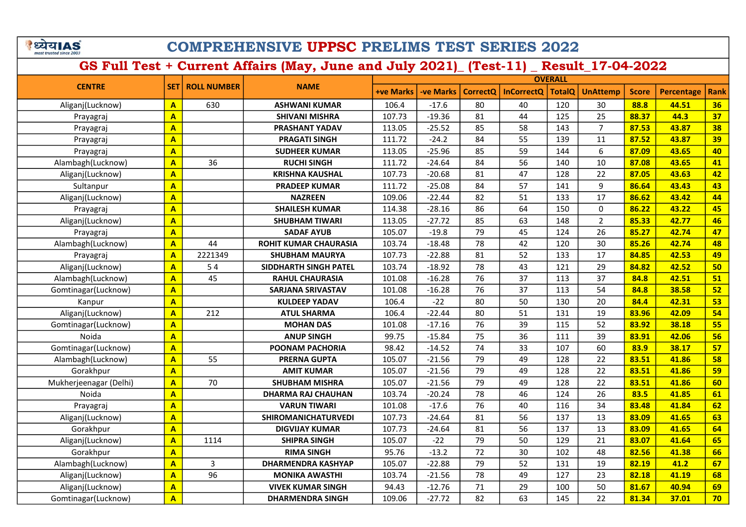# COMPREHENSIVE UPPSC PRELIMS TEST SERIES 2022

## GS Full Test + Current Affairs (May, June and July 2021)_ (Test-11) _ Result_17-04-2022

| CENTRE | SET | ROLL NUMBER | NAME | OVERALL | | | | | | | | |
|---|---|---|---|---|---|---|---|---|---|---|---|---|
| | | | | +ve Marks | -ve Marks | CorrectQ | InCorrectQ | TotalQ | UnAttemp | Score | Percentage | Rank |
| Aliganj(Lucknow) | A | 630 | ASHWANI KUMAR | 106.4 | -17.6 | 80 | 40 | 120 | 30 | 88.8 | 44.51 | 36 |
| Prayagraj | A | | SHIVANI MISHRA | 107.73 | -19.36 | 81 | 44 | 125 | 25 | 88.37 | 44.3 | 37 |
| Prayagraj | A | | PRASHANT YADAV | 113.05 | -25.52 | 85 | 58 | 143 | 7 | 87.53 | 43.87 | 38 |
| Prayagraj | A | | PRAGATI SINGH | 111.72 | -24.2 | 84 | 55 | 139 | 11 | 87.52 | 43.87 | 39 |
| Prayagraj | A | | SUDHEER KUMAR | 113.05 | -25.96 | 85 | 59 | 144 | 6 | 87.09 | 43.65 | 40 |
| Alambagh(Lucknow) | A | 36 | RUCHI SINGH | 111.72 | -24.64 | 84 | 56 | 140 | 10 | 87.08 | 43.65 | 41 |
| Aliganj(Lucknow) | A | | KRISHNA KAUSHAL | 107.73 | -20.68 | 81 | 47 | 128 | 22 | 87.05 | 43.63 | 42 |
| Sultanpur | A | | PRADEEP KUMAR | 111.72 | -25.08 | 84 | 57 | 141 | 9 | 86.64 | 43.43 | 43 |
| Aliganj(Lucknow) | A | | NAZREEN | 109.06 | -22.44 | 82 | 51 | 133 | 17 | 86.62 | 43.42 | 44 |
| Prayagraj | A | | SHAILESH KUMAR | 114.38 | -28.16 | 86 | 64 | 150 | 0 | 86.22 | 43.22 | 45 |
| Aliganj(Lucknow) | A | | SHUBHAM TIWARI | 113.05 | -27.72 | 85 | 63 | 148 | 2 | 85.33 | 42.77 | 46 |
| Prayagraj | A | | SADAF AYUB | 105.07 | -19.8 | 79 | 45 | 124 | 26 | 85.27 | 42.74 | 47 |
| Alambagh(Lucknow) | A | 44 | ROHIT KUMAR CHAURASIA | 103.74 | -18.48 | 78 | 42 | 120 | 30 | 85.26 | 42.74 | 48 |
| Prayagraj | A | 2221349 | SHUBHAM MAURYA | 107.73 | -22.88 | 81 | 52 | 133 | 17 | 84.85 | 42.53 | 49 |
| Aliganj(Lucknow) | A | 5 4 | SIDDHARTH SINGH PATEL | 103.74 | -18.92 | 78 | 43 | 121 | 29 | 84.82 | 42.52 | 50 |
| Alambagh(Lucknow) | A | 45 | RAHUL CHAURASIA | 101.08 | -16.28 | 76 | 37 | 113 | 37 | 84.8 | 42.51 | 51 |
| Gomtinagar(Lucknow) | A | | SARJANA SRIVASTAV | 101.08 | -16.28 | 76 | 37 | 113 | 54 | 84.8 | 38.58 | 52 |
| Kanpur | A | | KULDEEP YADAV | 106.4 | -22 | 80 | 50 | 130 | 20 | 84.4 | 42.31 | 53 |
| Aliganj(Lucknow) | A | 212 | ATUL SHARMA | 106.4 | -22.44 | 80 | 51 | 131 | 19 | 83.96 | 42.09 | 54 |
| Gomtinagar(Lucknow) | A | | MOHAN DAS | 101.08 | -17.16 | 76 | 39 | 115 | 52 | 83.92 | 38.18 | 55 |
| Noida | A | | ANUP SINGH | 99.75 | -15.84 | 75 | 36 | 111 | 39 | 83.91 | 42.06 | 56 |
| Gomtinagar(Lucknow) | A | | POONAM PACHORIA | 98.42 | -14.52 | 74 | 33 | 107 | 60 | 83.9 | 38.17 | 57 |
| Alambagh(Lucknow) | A | 55 | PRERNA GUPTA | 105.07 | -21.56 | 79 | 49 | 128 | 22 | 83.51 | 41.86 | 58 |
| Gorakhpur | A | | AMIT KUMAR | 105.07 | -21.56 | 79 | 49 | 128 | 22 | 83.51 | 41.86 | 59 |
| Mukherjeenagar (Delhi) | A | 70 | SHUBHAM MISHRA | 105.07 | -21.56 | 79 | 49 | 128 | 22 | 83.51 | 41.86 | 60 |
| Noida | A | | DHARMA RAJ CHAUHAN | 103.74 | -20.24 | 78 | 46 | 124 | 26 | 83.5 | 41.85 | 61 |
| Prayagraj | A | | VARUN TIWARI | 101.08 | -17.6 | 76 | 40 | 116 | 34 | 83.48 | 41.84 | 62 |
| Aliganj(Lucknow) | A | | SHIROMANICHATURVEDI | 107.73 | -24.64 | 81 | 56 | 137 | 13 | 83.09 | 41.65 | 63 |
| Gorakhpur | A | | DIGVIJAY KUMAR | 107.73 | -24.64 | 81 | 56 | 137 | 13 | 83.09 | 41.65 | 64 |
| Aliganj(Lucknow) | A | 1114 | SHIPRA SINGH | 105.07 | -22 | 79 | 50 | 129 | 21 | 83.07 | 41.64 | 65 |
| Gorakhpur | A | | RIMA SINGH | 95.76 | -13.2 | 72 | 30 | 102 | 48 | 82.56 | 41.38 | 66 |
| Alambagh(Lucknow) | A | 3 | DHARMENDRA KASHYAP | 105.07 | -22.88 | 79 | 52 | 131 | 19 | 82.19 | 41.2 | 67 |
| Aliganj(Lucknow) | A | 96 | MONIKA AWASTHI | 103.74 | -21.56 | 78 | 49 | 127 | 23 | 82.18 | 41.19 | 68 |
| Aliganj(Lucknow) | A | | VIVEK KUMAR SINGH | 94.43 | -12.76 | 71 | 29 | 100 | 50 | 81.67 | 40.94 | 69 |
| Gomtinagar(Lucknow) | A | | DHARMENDRA SINGH | 109.06 | -27.72 | 82 | 63 | 145 | 22 | 81.34 | 37.01 | 70 |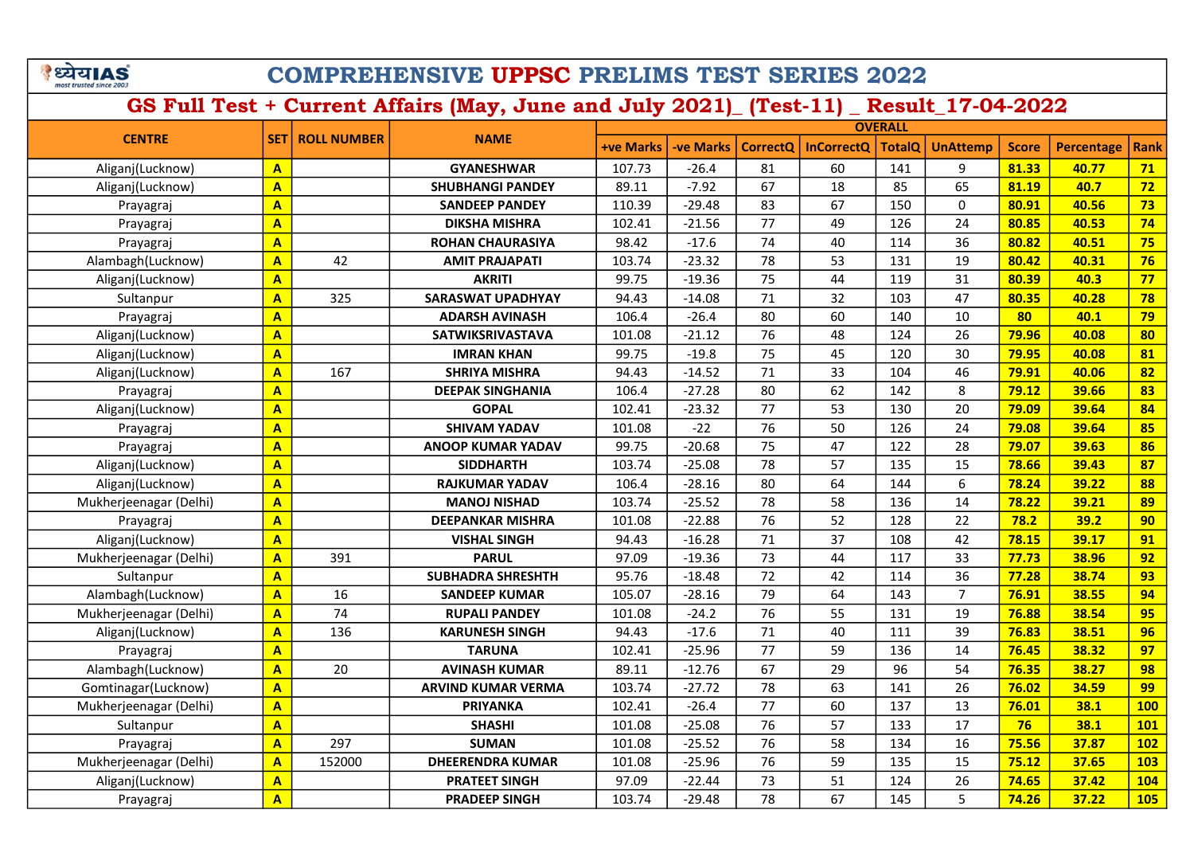# COMPREHENSIVE UPPSC PRELIMS TEST SERIES 2022

## GS Full Test + Current Affairs (May, June and July 2021)_ (Test-11) _ Result_17-04-2022

| CENTRE | SET | ROLL NUMBER | NAME | OVERALL | | | | | | | | |
|---|---|---|---|---|---|---|---|---|---|---|---|---|
| | | | | +ve Marks | -ve Marks | CorrectQ | InCorrectQ | TotalQ | UnAttemp | Score | Percentage | Rank |
| Aliganj(Lucknow) | A | | GYANESHWAR | 107.73 | -26.4 | 81 | 60 | 141 | 9 | 81.33 | 40.77 | 71 |
| Aliganj(Lucknow) | A | | SHUBHANGI PANDEY | 89.11 | -7.92 | 67 | 18 | 85 | 65 | 81.19 | 40.7 | 72 |
| Prayagraj | A | | SANDEEP PANDEY | 110.39 | -29.48 | 83 | 67 | 150 | 0 | 80.91 | 40.56 | 73 |
| Prayagraj | A | | DIKSHA MISHRA | 102.41 | -21.56 | 77 | 49 | 126 | 24 | 80.85 | 40.53 | 74 |
| Prayagraj | A | | ROHAN CHAURASIYA | 98.42 | -17.6 | 74 | 40 | 114 | 36 | 80.82 | 40.51 | 75 |
| Alambagh(Lucknow) | A | 42 | AMIT PRAJAPATI | 103.74 | -23.32 | 78 | 53 | 131 | 19 | 80.42 | 40.31 | 76 |
| Aliganj(Lucknow) | A | | AKRITI | 99.75 | -19.36 | 75 | 44 | 119 | 31 | 80.39 | 40.3 | 77 |
| Sultanpur | A | 325 | SARASWAT UPADHYAY | 94.43 | -14.08 | 71 | 32 | 103 | 47 | 80.35 | 40.28 | 78 |
| Prayagraj | A | | ADARSH AVINASH | 106.4 | -26.4 | 80 | 60 | 140 | 10 | 80 | 40.1 | 79 |
| Aliganj(Lucknow) | A | | SATWIKSRIVASTAVA | 101.08 | -21.12 | 76 | 48 | 124 | 26 | 79.96 | 40.08 | 80 |
| Aliganj(Lucknow) | A | | IMRAN KHAN | 99.75 | -19.8 | 75 | 45 | 120 | 30 | 79.95 | 40.08 | 81 |
| Aliganj(Lucknow) | A | 167 | SHRIYA MISHRA | 94.43 | -14.52 | 71 | 33 | 104 | 46 | 79.91 | 40.06 | 82 |
| Prayagraj | A | | DEEPAK SINGHANIA | 106.4 | -27.28 | 80 | 62 | 142 | 8 | 79.12 | 39.66 | 83 |
| Aliganj(Lucknow) | A | | GOPAL | 102.41 | -23.32 | 77 | 53 | 130 | 20 | 79.09 | 39.64 | 84 |
| Prayagraj | A | | SHIVAM YADAV | 101.08 | -22 | 76 | 50 | 126 | 24 | 79.08 | 39.64 | 85 |
| Prayagraj | A | | ANOOP KUMAR YADAV | 99.75 | -20.68 | 75 | 47 | 122 | 28 | 79.07 | 39.63 | 86 |
| Aliganj(Lucknow) | A | | SIDDHARTH | 103.74 | -25.08 | 78 | 57 | 135 | 15 | 78.66 | 39.43 | 87 |
| Aliganj(Lucknow) | A | | RAJKUMAR YADAV | 106.4 | -28.16 | 80 | 64 | 144 | 6 | 78.24 | 39.22 | 88 |
| Mukherjeenagar (Delhi) | A | | MANOJ NISHAD | 103.74 | -25.52 | 78 | 58 | 136 | 14 | 78.22 | 39.21 | 89 |
| Prayagraj | A | | DEEPANKAR MISHRA | 101.08 | -22.88 | 76 | 52 | 128 | 22 | 78.2 | 39.2 | 90 |
| Aliganj(Lucknow) | A | | VISHAL SINGH | 94.43 | -16.28 | 71 | 37 | 108 | 42 | 78.15 | 39.17 | 91 |
| Mukherjeenagar (Delhi) | A | 391 | PARUL | 97.09 | -19.36 | 73 | 44 | 117 | 33 | 77.73 | 38.96 | 92 |
| Sultanpur | A | | SUBHADRA SHRESHTH | 95.76 | -18.48 | 72 | 42 | 114 | 36 | 77.28 | 38.74 | 93 |
| Alambagh(Lucknow) | A | 16 | SANDEEP KUMAR | 105.07 | -28.16 | 79 | 64 | 143 | 7 | 76.91 | 38.55 | 94 |
| Mukherjeenagar (Delhi) | A | 74 | RUPALI PANDEY | 101.08 | -24.2 | 76 | 55 | 131 | 19 | 76.88 | 38.54 | 95 |
| Aliganj(Lucknow) | A | 136 | KARUNESH SINGH | 94.43 | -17.6 | 71 | 40 | 111 | 39 | 76.83 | 38.51 | 96 |
| Prayagraj | A | | TARUNA | 102.41 | -25.96 | 77 | 59 | 136 | 14 | 76.45 | 38.32 | 97 |
| Alambagh(Lucknow) | A | 20 | AVINASH KUMAR | 89.11 | -12.76 | 67 | 29 | 96 | 54 | 76.35 | 38.27 | 98 |
| Gomtinagar(Lucknow) | A | | ARVIND KUMAR VERMA | 103.74 | -27.72 | 78 | 63 | 141 | 26 | 76.02 | 34.59 | 99 |
| Mukherjeenagar (Delhi) | A | | PRIYANKA | 102.41 | -26.4 | 77 | 60 | 137 | 13 | 76.01 | 38.1 | 100 |
| Sultanpur | A | | SHASHI | 101.08 | -25.08 | 76 | 57 | 133 | 17 | 76 | 38.1 | 101 |
| Prayagraj | A | 297 | SUMAN | 101.08 | -25.52 | 76 | 58 | 134 | 16 | 75.56 | 37.87 | 102 |
| Mukherjeenagar (Delhi) | A | 152000 | DHEERENDRA KUMAR | 101.08 | -25.96 | 76 | 59 | 135 | 15 | 75.12 | 37.65 | 103 |
| Aliganj(Lucknow) | A | | PRATEET SINGH | 97.09 | -22.44 | 73 | 51 | 124 | 26 | 74.65 | 37.42 | 104 |
| Prayagraj | A | | PRADEEP SINGH | 103.74 | -29.48 | 78 | 67 | 145 | 5 | 74.26 | 37.22 | 105 |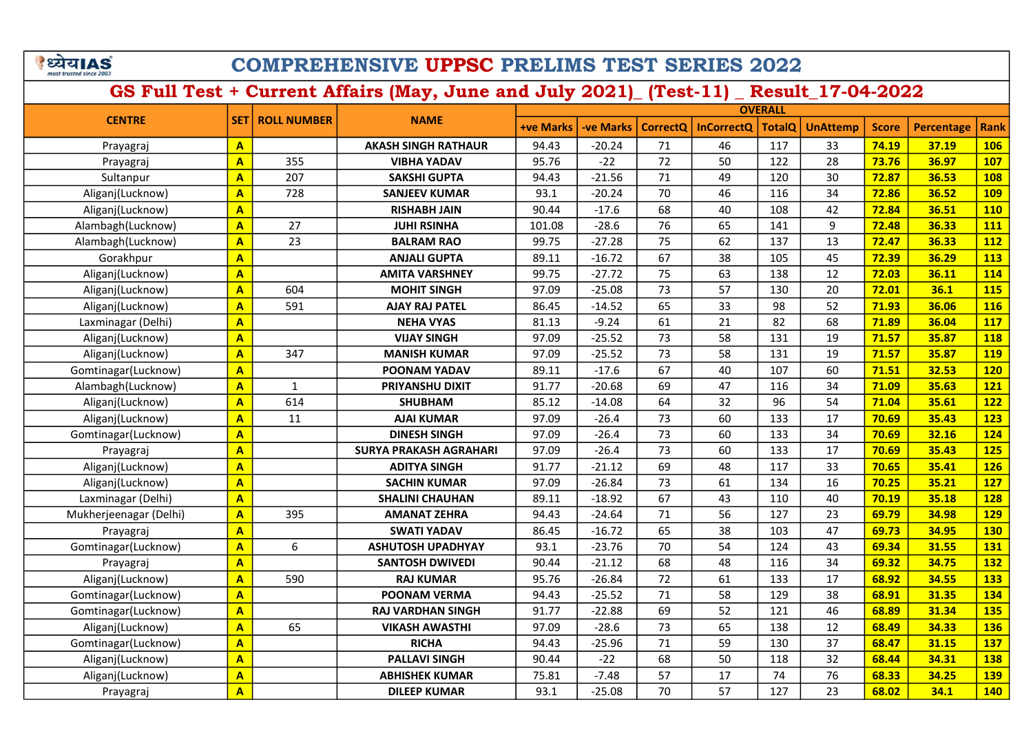# COMPREHENSIVE UPPSC PRELIMS TEST SERIES 2022

## GS Full Test + Current Affairs (May, June and July 2021)_ (Test-11) _ Result_17-04-2022

| CENTRE | SET | ROLL NUMBER | NAME | OVERALL | | | | | | | | |
|---|---|---|---|---|---|---|---|---|---|---|---|---|
| | | | | +ve Marks | -ve Marks | CorrectQ | InCorrectQ | TotalQ | UnAttemp | Score | Percentage | Rank |
| Prayagraj | A | | AKASH SINGH RATHAUR | 94.43 | -20.24 | 71 | 46 | 117 | 33 | 74.19 | 37.19 | 106 |
| Prayagraj | A | 355 | VIBHA YADAV | 95.76 | -22 | 72 | 50 | 122 | 28 | 73.76 | 36.97 | 107 |
| Sultanpur | A | 207 | SAKSHI GUPTA | 94.43 | -21.56 | 71 | 49 | 120 | 30 | 72.87 | 36.53 | 108 |
| Aliganj(Lucknow) | A | 728 | SANJEEV KUMAR | 93.1 | -20.24 | 70 | 46 | 116 | 34 | 72.86 | 36.52 | 109 |
| Aliganj(Lucknow) | A | | RISHABH JAIN | 90.44 | -17.6 | 68 | 40 | 108 | 42 | 72.84 | 36.51 | 110 |
| Alambagh(Lucknow) | A | 27 | JUHI RSINHA | 101.08 | -28.6 | 76 | 65 | 141 | 9 | 72.48 | 36.33 | 111 |
| Alambagh(Lucknow) | A | 23 | BALRAM RAO | 99.75 | -27.28 | 75 | 62 | 137 | 13 | 72.47 | 36.33 | 112 |
| Gorakhpur | A | | ANJALI GUPTA | 89.11 | -16.72 | 67 | 38 | 105 | 45 | 72.39 | 36.29 | 113 |
| Aliganj(Lucknow) | A | | AMITA VARSHNEY | 99.75 | -27.72 | 75 | 63 | 138 | 12 | 72.03 | 36.11 | 114 |
| Aliganj(Lucknow) | A | 604 | MOHIT SINGH | 97.09 | -25.08 | 73 | 57 | 130 | 20 | 72.01 | 36.1 | 115 |
| Aliganj(Lucknow) | A | 591 | AJAY RAJ PATEL | 86.45 | -14.52 | 65 | 33 | 98 | 52 | 71.93 | 36.06 | 116 |
| Laxminagar (Delhi) | A | | NEHA VYAS | 81.13 | -9.24 | 61 | 21 | 82 | 68 | 71.89 | 36.04 | 117 |
| Aliganj(Lucknow) | A | | VIJAY SINGH | 97.09 | -25.52 | 73 | 58 | 131 | 19 | 71.57 | 35.87 | 118 |
| Aliganj(Lucknow) | A | 347 | MANISH KUMAR | 97.09 | -25.52 | 73 | 58 | 131 | 19 | 71.57 | 35.87 | 119 |
| Gomtinagar(Lucknow) | A | | POONAM YADAV | 89.11 | -17.6 | 67 | 40 | 107 | 60 | 71.51 | 32.53 | 120 |
| Alambagh(Lucknow) | A | 1 | PRIYANSHU DIXIT | 91.77 | -20.68 | 69 | 47 | 116 | 34 | 71.09 | 35.63 | 121 |
| Aliganj(Lucknow) | A | 614 | SHUBHAM | 85.12 | -14.08 | 64 | 32 | 96 | 54 | 71.04 | 35.61 | 122 |
| Aliganj(Lucknow) | A | 11 | AJAI KUMAR | 97.09 | -26.4 | 73 | 60 | 133 | 17 | 70.69 | 35.43 | 123 |
| Gomtinagar(Lucknow) | A | | DINESH SINGH | 97.09 | -26.4 | 73 | 60 | 133 | 34 | 70.69 | 32.16 | 124 |
| Prayagraj | A | | SURYA PRAKASH AGRAHARI | 97.09 | -26.4 | 73 | 60 | 133 | 17 | 70.69 | 35.43 | 125 |
| Aliganj(Lucknow) | A | | ADITYA SINGH | 91.77 | -21.12 | 69 | 48 | 117 | 33 | 70.65 | 35.41 | 126 |
| Aliganj(Lucknow) | A | | SACHIN KUMAR | 97.09 | -26.84 | 73 | 61 | 134 | 16 | 70.25 | 35.21 | 127 |
| Laxminagar (Delhi) | A | | SHALINI CHAUHAN | 89.11 | -18.92 | 67 | 43 | 110 | 40 | 70.19 | 35.18 | 128 |
| Mukherjeenagar (Delhi) | A | 395 | AMANAT ZEHRA | 94.43 | -24.64 | 71 | 56 | 127 | 23 | 69.79 | 34.98 | 129 |
| Prayagraj | A | | SWATI YADAV | 86.45 | -16.72 | 65 | 38 | 103 | 47 | 69.73 | 34.95 | 130 |
| Gomtinagar(Lucknow) | A | 6 | ASHUTOSH UPADHYAY | 93.1 | -23.76 | 70 | 54 | 124 | 43 | 69.34 | 31.55 | 131 |
| Prayagraj | A | | SANTOSH DWIVEDI | 90.44 | -21.12 | 68 | 48 | 116 | 34 | 69.32 | 34.75 | 132 |
| Aliganj(Lucknow) | A | 590 | RAJ KUMAR | 95.76 | -26.84 | 72 | 61 | 133 | 17 | 68.92 | 34.55 | 133 |
| Gomtinagar(Lucknow) | A | | POONAM VERMA | 94.43 | -25.52 | 71 | 58 | 129 | 38 | 68.91 | 31.35 | 134 |
| Gomtinagar(Lucknow) | A | | RAJ VARDHAN SINGH | 91.77 | -22.88 | 69 | 52 | 121 | 46 | 68.89 | 31.34 | 135 |
| Aliganj(Lucknow) | A | 65 | VIKASH AWASTHI | 97.09 | -28.6 | 73 | 65 | 138 | 12 | 68.49 | 34.33 | 136 |
| Gomtinagar(Lucknow) | A | | RICHA | 94.43 | -25.96 | 71 | 59 | 130 | 37 | 68.47 | 31.15 | 137 |
| Aliganj(Lucknow) | A | | PALLAVI SINGH | 90.44 | -22 | 68 | 50 | 118 | 32 | 68.44 | 34.31 | 138 |
| Aliganj(Lucknow) | A | | ABHISHEK KUMAR | 75.81 | -7.48 | 57 | 17 | 74 | 76 | 68.33 | 34.25 | 139 |
| Prayagraj | A | | DILEEP KUMAR | 93.1 | -25.08 | 70 | 57 | 127 | 23 | 68.02 | 34.1 | 140 |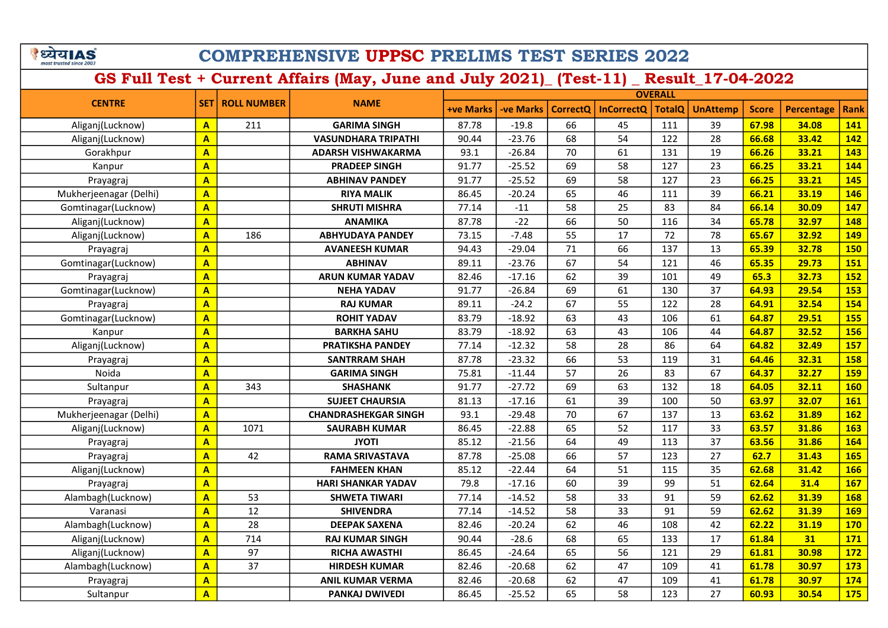# COMPREHENSIVE UPPSC PRELIMS TEST SERIES 2022

## GS Full Test + Current Affairs (May, June and July 2021)_ (Test-11) _ Result_17-04-2022

| CENTRE | SET | ROLL NUMBER | NAME | OVERALL | | | | | | | | |
|---|---|---|---|---|---|---|---|---|---|---|---|---|
| | | | | +ve Marks | -ve Marks | CorrectQ | InCorrectQ | TotalQ | UnAttemp | Score | Percentage | Rank |
| Aliganj(Lucknow) | A | 211 | GARIMA SINGH | 87.78 | -19.8 | 66 | 45 | 111 | 39 | 67.98 | 34.08 | 141 |
| Aliganj(Lucknow) | A | | VASUNDHARA TRIPATHI | 90.44 | -23.76 | 68 | 54 | 122 | 28 | 66.68 | 33.42 | 142 |
| Gorakhpur | A | | ADARSH VISHWAKARMA | 93.1 | -26.84 | 70 | 61 | 131 | 19 | 66.26 | 33.21 | 143 |
| Kanpur | A | | PRADEEP SINGH | 91.77 | -25.52 | 69 | 58 | 127 | 23 | 66.25 | 33.21 | 144 |
| Prayagraj | A | | ABHINAV PANDEY | 91.77 | -25.52 | 69 | 58 | 127 | 23 | 66.25 | 33.21 | 145 |
| Mukherjeenagar (Delhi) | A | | RIYA MALIK | 86.45 | -20.24 | 65 | 46 | 111 | 39 | 66.21 | 33.19 | 146 |
| Gomtinagar(Lucknow) | A | | SHRUTI MISHRA | 77.14 | -11 | 58 | 25 | 83 | 84 | 66.14 | 30.09 | 147 |
| Aliganj(Lucknow) | A | | ANAMIKA | 87.78 | -22 | 66 | 50 | 116 | 34 | 65.78 | 32.97 | 148 |
| Aliganj(Lucknow) | A | 186 | ABHYUDAYA PANDEY | 73.15 | -7.48 | 55 | 17 | 72 | 78 | 65.67 | 32.92 | 149 |
| Prayagraj | A | | AVANEESH KUMAR | 94.43 | -29.04 | 71 | 66 | 137 | 13 | 65.39 | 32.78 | 150 |
| Gomtinagar(Lucknow) | A | | ABHINAV | 89.11 | -23.76 | 67 | 54 | 121 | 46 | 65.35 | 29.73 | 151 |
| Prayagraj | A | | ARUN KUMAR YADAV | 82.46 | -17.16 | 62 | 39 | 101 | 49 | 65.3 | 32.73 | 152 |
| Gomtinagar(Lucknow) | A | | NEHA YADAV | 91.77 | -26.84 | 69 | 61 | 130 | 37 | 64.93 | 29.54 | 153 |
| Prayagraj | A | | RAJ KUMAR | 89.11 | -24.2 | 67 | 55 | 122 | 28 | 64.91 | 32.54 | 154 |
| Gomtinagar(Lucknow) | A | | ROHIT YADAV | 83.79 | -18.92 | 63 | 43 | 106 | 61 | 64.87 | 29.51 | 155 |
| Kanpur | A | | BARKHA SAHU | 83.79 | -18.92 | 63 | 43 | 106 | 44 | 64.87 | 32.52 | 156 |
| Aliganj(Lucknow) | A | | PRATIKSHA PANDEY | 77.14 | -12.32 | 58 | 28 | 86 | 64 | 64.82 | 32.49 | 157 |
| Prayagraj | A | | SANTRRAM SHAH | 87.78 | -23.32 | 66 | 53 | 119 | 31 | 64.46 | 32.31 | 158 |
| Noida | A | | GARIMA SINGH | 75.81 | -11.44 | 57 | 26 | 83 | 67 | 64.37 | 32.27 | 159 |
| Sultanpur | A | 343 | SHASHANK | 91.77 | -27.72 | 69 | 63 | 132 | 18 | 64.05 | 32.11 | 160 |
| Prayagraj | A | | SUJEET CHAURSIA | 81.13 | -17.16 | 61 | 39 | 100 | 50 | 63.97 | 32.07 | 161 |
| Mukherjeenagar (Delhi) | A | | CHANDRASHEKGAR SINGH | 93.1 | -29.48 | 70 | 67 | 137 | 13 | 63.62 | 31.89 | 162 |
| Aliganj(Lucknow) | A | 1071 | SAURABH KUMAR | 86.45 | -22.88 | 65 | 52 | 117 | 33 | 63.57 | 31.86 | 163 |
| Prayagraj | A | | JYOTI | 85.12 | -21.56 | 64 | 49 | 113 | 37 | 63.56 | 31.86 | 164 |
| Prayagraj | A | 42 | RAMA SRIVASTAVA | 87.78 | -25.08 | 66 | 57 | 123 | 27 | 62.7 | 31.43 | 165 |
| Aliganj(Lucknow) | A | | FAHMEEN KHAN | 85.12 | -22.44 | 64 | 51 | 115 | 35 | 62.68 | 31.42 | 166 |
| Prayagraj | A | | HARI SHANKAR YADAV | 79.8 | -17.16 | 60 | 39 | 99 | 51 | 62.64 | 31.4 | 167 |
| Alambagh(Lucknow) | A | 53 | SHWETA TIWARI | 77.14 | -14.52 | 58 | 33 | 91 | 59 | 62.62 | 31.39 | 168 |
| Varanasi | A | 12 | SHIVENDRA | 77.14 | -14.52 | 58 | 33 | 91 | 59 | 62.62 | 31.39 | 169 |
| Alambagh(Lucknow) | A | 28 | DEEPAK SAXENA | 82.46 | -20.24 | 62 | 46 | 108 | 42 | 62.22 | 31.19 | 170 |
| Aliganj(Lucknow) | A | 714 | RAJ KUMAR SINGH | 90.44 | -28.6 | 68 | 65 | 133 | 17 | 61.84 | 31 | 171 |
| Aliganj(Lucknow) | A | 97 | RICHA AWASTHI | 86.45 | -24.64 | 65 | 56 | 121 | 29 | 61.81 | 30.98 | 172 |
| Alambagh(Lucknow) | A | 37 | HIRDESH KUMAR | 82.46 | -20.68 | 62 | 47 | 109 | 41 | 61.78 | 30.97 | 173 |
| Prayagraj | A | | ANIL KUMAR VERMA | 82.46 | -20.68 | 62 | 47 | 109 | 41 | 61.78 | 30.97 | 174 |
| Sultanpur | A | | PANKAJ DWIVEDI | 86.45 | -25.52 | 65 | 58 | 123 | 27 | 60.93 | 30.54 | 175 |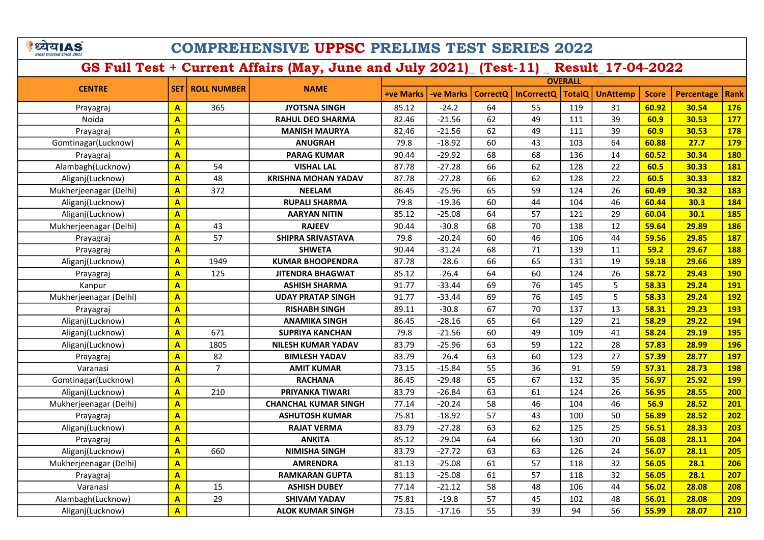# COMPREHENSIVE UPPSC PRELIMS TEST SERIES 2022

## GS Full Test + Current Affairs (May, June and July 2021)_ (Test-11) _ Result_17-04-2022

| CENTRE | SET | ROLL NUMBER | NAME | OVERALL | | | | | | | | |
|---|---|---|---|---|---|---|---|---|---|---|---|---|
| | | | | +ve Marks | -ve Marks | CorrectQ | InCorrectQ | TotalQ | UnAttemp | Score | Percentage | Rank |
| Prayagraj | A | 365 | JYOTSNA SINGH | 85.12 | -24.2 | 64 | 55 | 119 | 31 | 60.92 | 30.54 | 176 |
| Noida | A | | RAHUL DEO SHARMA | 82.46 | -21.56 | 62 | 49 | 111 | 39 | 60.9 | 30.53 | 177 |
| Prayagraj | A | | MANISH MAURYA | 82.46 | -21.56 | 62 | 49 | 111 | 39 | 60.9 | 30.53 | 178 |
| Gomtinagar(Lucknow) | A | | ANUGRAH | 79.8 | -18.92 | 60 | 43 | 103 | 64 | 60.88 | 27.7 | 179 |
| Prayagraj | A | | PARAG KUMAR | 90.44 | -29.92 | 68 | 68 | 136 | 14 | 60.52 | 30.34 | 180 |
| Alambagh(Lucknow) | A | 54 | VISHAL LAL | 87.78 | -27.28 | 66 | 62 | 128 | 22 | 60.5 | 30.33 | 181 |
| Aliganj(Lucknow) | A | 48 | KRISHNA MOHAN YADAV | 87.78 | -27.28 | 66 | 62 | 128 | 22 | 60.5 | 30.33 | 182 |
| Mukherjeenagar (Delhi) | A | 372 | NEELAM | 86.45 | -25.96 | 65 | 59 | 124 | 26 | 60.49 | 30.32 | 183 |
| Aliganj(Lucknow) | A | | RUPALI SHARMA | 79.8 | -19.36 | 60 | 44 | 104 | 46 | 60.44 | 30.3 | 184 |
| Aliganj(Lucknow) | A | | AARYAN NITIN | 85.12 | -25.08 | 64 | 57 | 121 | 29 | 60.04 | 30.1 | 185 |
| Mukherjeenagar (Delhi) | A | 43 | RAJEEV | 90.44 | -30.8 | 68 | 70 | 138 | 12 | 59.64 | 29.89 | 186 |
| Prayagraj | A | 57 | SHIPRA SRIVASTAVA | 79.8 | -20.24 | 60 | 46 | 106 | 44 | 59.56 | 29.85 | 187 |
| Prayagraj | A | | SHWETA | 90.44 | -31.24 | 68 | 71 | 139 | 11 | 59.2 | 29.67 | 188 |
| Aliganj(Lucknow) | A | 1949 | KUMAR BHOOPENDRA | 87.78 | -28.6 | 66 | 65 | 131 | 19 | 59.18 | 29.66 | 189 |
| Prayagraj | A | 125 | JITENDRA BHAGWAT | 85.12 | -26.4 | 64 | 60 | 124 | 26 | 58.72 | 29.43 | 190 |
| Kanpur | A | | ASHISH SHARMA | 91.77 | -33.44 | 69 | 76 | 145 | 5 | 58.33 | 29.24 | 191 |
| Mukherjeenagar (Delhi) | A | | UDAY PRATAP SINGH | 91.77 | -33.44 | 69 | 76 | 145 | 5 | 58.33 | 29.24 | 192 |
| Prayagraj | A | | RISHABH SINGH | 89.11 | -30.8 | 67 | 70 | 137 | 13 | 58.31 | 29.23 | 193 |
| Aliganj(Lucknow) | A | | ANAMIKA SINGH | 86.45 | -28.16 | 65 | 64 | 129 | 21 | 58.29 | 29.22 | 194 |
| Aliganj(Lucknow) | A | 671 | SUPRIYA KANCHAN | 79.8 | -21.56 | 60 | 49 | 109 | 41 | 58.24 | 29.19 | 195 |
| Aliganj(Lucknow) | A | 1805 | NILESH KUMAR YADAV | 83.79 | -25.96 | 63 | 59 | 122 | 28 | 57.83 | 28.99 | 196 |
| Prayagraj | A | 82 | BIMLESH YADAV | 83.79 | -26.4 | 63 | 60 | 123 | 27 | 57.39 | 28.77 | 197 |
| Varanasi | A | 7 | AMIT KUMAR | 73.15 | -15.84 | 55 | 36 | 91 | 59 | 57.31 | 28.73 | 198 |
| Gomtinagar(Lucknow) | A | | RACHANA | 86.45 | -29.48 | 65 | 67 | 132 | 35 | 56.97 | 25.92 | 199 |
| Aliganj(Lucknow) | A | 210 | PRIYANKA TIWARI | 83.79 | -26.84 | 63 | 61 | 124 | 26 | 56.95 | 28.55 | 200 |
| Mukherjeenagar (Delhi) | A | | CHANCHAL KUMAR SINGH | 77.14 | -20.24 | 58 | 46 | 104 | 46 | 56.9 | 28.52 | 201 |
| Prayagraj | A | | ASHUTOSH KUMAR | 75.81 | -18.92 | 57 | 43 | 100 | 50 | 56.89 | 28.52 | 202 |
| Aliganj(Lucknow) | A | | RAJAT VERMA | 83.79 | -27.28 | 63 | 62 | 125 | 25 | 56.51 | 28.33 | 203 |
| Prayagraj | A | | ANKITA | 85.12 | -29.04 | 64 | 66 | 130 | 20 | 56.08 | 28.11 | 204 |
| Aliganj(Lucknow) | A | 660 | NIMISHA SINGH | 83.79 | -27.72 | 63 | 63 | 126 | 24 | 56.07 | 28.11 | 205 |
| Mukherjeenagar (Delhi) | A | | AMRENDRA | 81.13 | -25.08 | 61 | 57 | 118 | 32 | 56.05 | 28.1 | 206 |
| Prayagraj | A | | RAMKARAN GUPTA | 81.13 | -25.08 | 61 | 57 | 118 | 32 | 56.05 | 28.1 | 207 |
| Varanasi | A | 15 | ASHISH DUBEY | 77.14 | -21.12 | 58 | 48 | 106 | 44 | 56.02 | 28.08 | 208 |
| Alambagh(Lucknow) | A | 29 | SHIVAM YADAV | 75.81 | -19.8 | 57 | 45 | 102 | 48 | 56.01 | 28.08 | 209 |
| Aliganj(Lucknow) | A | | ALOK KUMAR SINGH | 73.15 | -17.16 | 55 | 39 | 94 | 56 | 55.99 | 28.07 | 210 |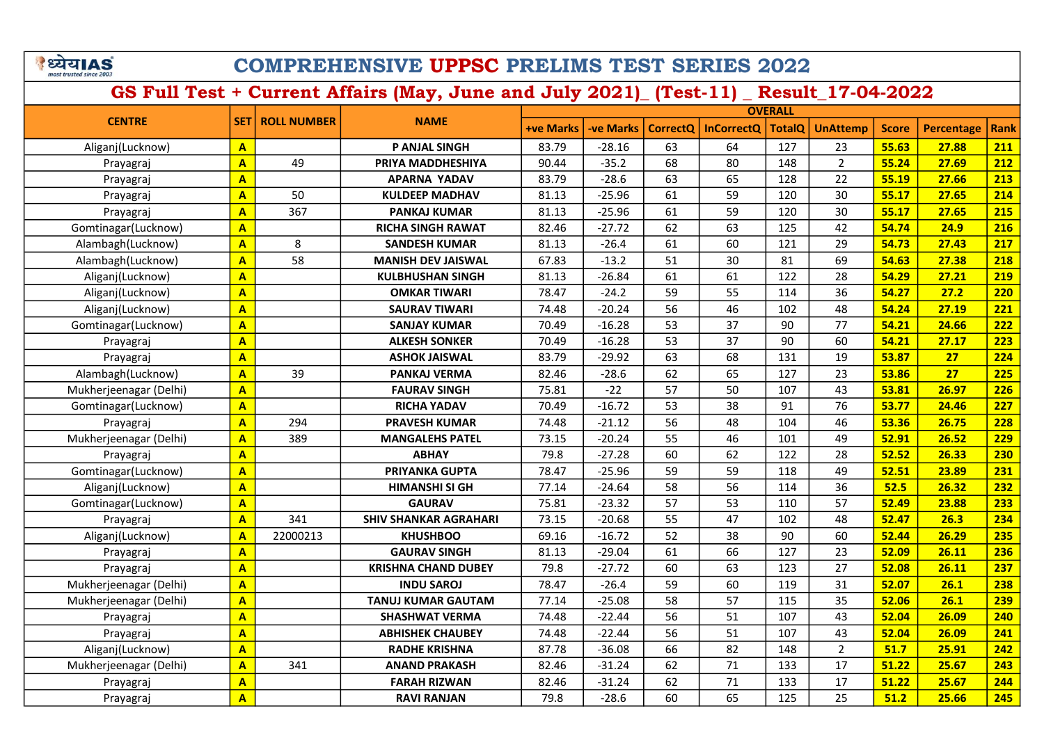# COMPREHENSIVE UPPSC PRELIMS TEST SERIES 2022

## GS Full Test + Current Affairs (May, June and July 2021)_ (Test-11) _ Result_17-04-2022

| CENTRE | SET | ROLL NUMBER | NAME | OVERALL | | | | | | | | |
|---|---|---|---|---|---|---|---|---|---|---|---|---|
| | | | | +ve Marks | -ve Marks | CorrectQ | InCorrectQ | TotalQ | UnAttemp | Score | Percentage | Rank |
| Aliganj(Lucknow) | A | | P ANJAL SINGH | 83.79 | -28.16 | 63 | 64 | 127 | 23 | 55.63 | 27.88 | 211 |
| Prayagraj | A | 49 | PRIYA MADDHESHIYA | 90.44 | -35.2 | 68 | 80 | 148 | 2 | 55.24 | 27.69 | 212 |
| Prayagraj | A | | APARNA YADAV | 83.79 | -28.6 | 63 | 65 | 128 | 22 | 55.19 | 27.66 | 213 |
| Prayagraj | A | 50 | KULDEEP MADHAV | 81.13 | -25.96 | 61 | 59 | 120 | 30 | 55.17 | 27.65 | 214 |
| Prayagraj | A | 367 | PANKAJ KUMAR | 81.13 | -25.96 | 61 | 59 | 120 | 30 | 55.17 | 27.65 | 215 |
| Gomtinagar(Lucknow) | A | | RICHA SINGH RAWAT | 82.46 | -27.72 | 62 | 63 | 125 | 42 | 54.74 | 24.9 | 216 |
| Alambagh(Lucknow) | A | 8 | SANDESH KUMAR | 81.13 | -26.4 | 61 | 60 | 121 | 29 | 54.73 | 27.43 | 217 |
| Alambagh(Lucknow) | A | 58 | MANISH DEV JAISWAL | 67.83 | -13.2 | 51 | 30 | 81 | 69 | 54.63 | 27.38 | 218 |
| Aliganj(Lucknow) | A | | KULBHUSHAN SINGH | 81.13 | -26.84 | 61 | 61 | 122 | 28 | 54.29 | 27.21 | 219 |
| Aliganj(Lucknow) | A | | OMKAR TIWARI | 78.47 | -24.2 | 59 | 55 | 114 | 36 | 54.27 | 27.2 | 220 |
| Aliganj(Lucknow) | A | | SAURAV TIWARI | 74.48 | -20.24 | 56 | 46 | 102 | 48 | 54.24 | 27.19 | 221 |
| Gomtinagar(Lucknow) | A | | SANJAY KUMAR | 70.49 | -16.28 | 53 | 37 | 90 | 77 | 54.21 | 24.66 | 222 |
| Prayagraj | A | | ALKESH SONKER | 70.49 | -16.28 | 53 | 37 | 90 | 60 | 54.21 | 27.17 | 223 |
| Prayagraj | A | | ASHOK JAISWAL | 83.79 | -29.92 | 63 | 68 | 131 | 19 | 53.87 | 27 | 224 |
| Alambagh(Lucknow) | A | 39 | PANKAJ VERMA | 82.46 | -28.6 | 62 | 65 | 127 | 23 | 53.86 | 27 | 225 |
| Mukherjeenagar (Delhi) | A | | FAURAV SINGH | 75.81 | -22 | 57 | 50 | 107 | 43 | 53.81 | 26.97 | 226 |
| Gomtinagar(Lucknow) | A | | RICHA YADAV | 70.49 | -16.72 | 53 | 38 | 91 | 76 | 53.77 | 24.46 | 227 |
| Prayagraj | A | 294 | PRAVESH KUMAR | 74.48 | -21.12 | 56 | 48 | 104 | 46 | 53.36 | 26.75 | 228 |
| Mukherjeenagar (Delhi) | A | 389 | MANGALEHS PATEL | 73.15 | -20.24 | 55 | 46 | 101 | 49 | 52.91 | 26.52 | 229 |
| Prayagraj | A | | ABHAY | 79.8 | -27.28 | 60 | 62 | 122 | 28 | 52.52 | 26.33 | 230 |
| Gomtinagar(Lucknow) | A | | PRIYANKA GUPTA | 78.47 | -25.96 | 59 | 59 | 118 | 49 | 52.51 | 23.89 | 231 |
| Aliganj(Lucknow) | A | | HIMANSHI SI GH | 77.14 | -24.64 | 58 | 56 | 114 | 36 | 52.5 | 26.32 | 232 |
| Gomtinagar(Lucknow) | A | | GAURAV | 75.81 | -23.32 | 57 | 53 | 110 | 57 | 52.49 | 23.88 | 233 |
| Prayagraj | A | 341 | SHIV SHANKAR AGRAHARI | 73.15 | -20.68 | 55 | 47 | 102 | 48 | 52.47 | 26.3 | 234 |
| Aliganj(Lucknow) | A | 22000213 | KHUSHBOO | 69.16 | -16.72 | 52 | 38 | 90 | 60 | 52.44 | 26.29 | 235 |
| Prayagraj | A | | GAURAV SINGH | 81.13 | -29.04 | 61 | 66 | 127 | 23 | 52.09 | 26.11 | 236 |
| Prayagraj | A | | KRISHNA CHAND DUBEY | 79.8 | -27.72 | 60 | 63 | 123 | 27 | 52.08 | 26.11 | 237 |
| Mukherjeenagar (Delhi) | A | | INDU SAROJ | 78.47 | -26.4 | 59 | 60 | 119 | 31 | 52.07 | 26.1 | 238 |
| Mukherjeenagar (Delhi) | A | | TANUJ KUMAR GAUTAM | 77.14 | -25.08 | 58 | 57 | 115 | 35 | 52.06 | 26.1 | 239 |
| Prayagraj | A | | SHASHWAT VERMA | 74.48 | -22.44 | 56 | 51 | 107 | 43 | 52.04 | 26.09 | 240 |
| Prayagraj | A | | ABHISHEK CHAUBEY | 74.48 | -22.44 | 56 | 51 | 107 | 43 | 52.04 | 26.09 | 241 |
| Aliganj(Lucknow) | A | | RADHE KRISHNA | 87.78 | -36.08 | 66 | 82 | 148 | 2 | 51.7 | 25.91 | 242 |
| Mukherjeenagar (Delhi) | A | 341 | ANAND PRAKASH | 82.46 | -31.24 | 62 | 71 | 133 | 17 | 51.22 | 25.67 | 243 |
| Prayagraj | A | | FARAH RIZWAN | 82.46 | -31.24 | 62 | 71 | 133 | 17 | 51.22 | 25.67 | 244 |
| Prayagraj | A | | RAVI RANJAN | 79.8 | -28.6 | 60 | 65 | 125 | 25 | 51.2 | 25.66 | 245 |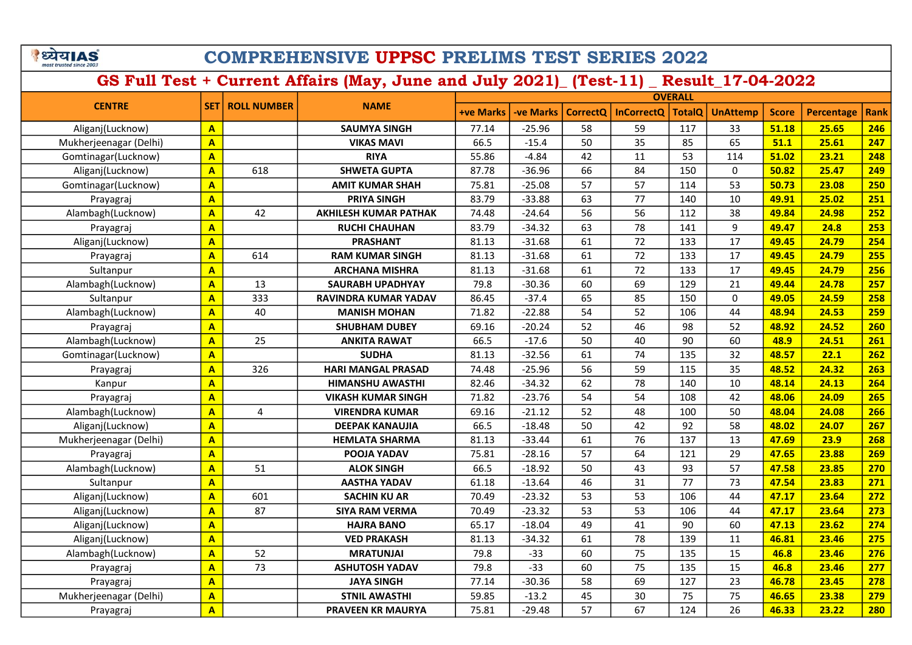# COMPREHENSIVE UPPSC PRELIMS TEST SERIES 2022

## GS Full Test + Current Affairs (May, June and July 2021)_ (Test-11) _ Result_17-04-2022

| CENTRE | SET | ROLL NUMBER | NAME | OVERALL | | | | | | | | |
|---|---|---|---|---|---|---|---|---|---|---|---|---|
| | | | | +ve Marks | -ve Marks | CorrectQ | InCorrectQ | TotalQ | UnAttemp | Score | Percentage | Rank |
| Aliganj(Lucknow) | A | | SAUMYA SINGH | 77.14 | -25.96 | 58 | 59 | 117 | 33 | 51.18 | 25.65 | 246 |
| Mukherjeenagar (Delhi) | A | | VIKAS MAVI | 66.5 | -15.4 | 50 | 35 | 85 | 65 | 51.1 | 25.61 | 247 |
| Gomtinagar(Lucknow) | A | | RIYA | 55.86 | -4.84 | 42 | 11 | 53 | 114 | 51.02 | 23.21 | 248 |
| Aliganj(Lucknow) | A | 618 | SHWETA GUPTA | 87.78 | -36.96 | 66 | 84 | 150 | 0 | 50.82 | 25.47 | 249 |
| Gomtinagar(Lucknow) | A | | AMIT KUMAR SHAH | 75.81 | -25.08 | 57 | 57 | 114 | 53 | 50.73 | 23.08 | 250 |
| Prayagraj | A | | PRIYA SINGH | 83.79 | -33.88 | 63 | 77 | 140 | 10 | 49.91 | 25.02 | 251 |
| Alambagh(Lucknow) | A | 42 | AKHILESH KUMAR PATHAK | 74.48 | -24.64 | 56 | 56 | 112 | 38 | 49.84 | 24.98 | 252 |
| Prayagraj | A | | RUCHI CHAUHAN | 83.79 | -34.32 | 63 | 78 | 141 | 9 | 49.47 | 24.8 | 253 |
| Aliganj(Lucknow) | A | | PRASHANT | 81.13 | -31.68 | 61 | 72 | 133 | 17 | 49.45 | 24.79 | 254 |
| Prayagraj | A | 614 | RAM KUMAR SINGH | 81.13 | -31.68 | 61 | 72 | 133 | 17 | 49.45 | 24.79 | 255 |
| Sultanpur | A | | ARCHANA MISHRA | 81.13 | -31.68 | 61 | 72 | 133 | 17 | 49.45 | 24.79 | 256 |
| Alambagh(Lucknow) | A | 13 | SAURABH UPADHYAY | 79.8 | -30.36 | 60 | 69 | 129 | 21 | 49.44 | 24.78 | 257 |
| Sultanpur | A | 333 | RAVINDRA KUMAR YADAV | 86.45 | -37.4 | 65 | 85 | 150 | 0 | 49.05 | 24.59 | 258 |
| Alambagh(Lucknow) | A | 40 | MANISH MOHAN | 71.82 | -22.88 | 54 | 52 | 106 | 44 | 48.94 | 24.53 | 259 |
| Prayagraj | A | | SHUBHAM DUBEY | 69.16 | -20.24 | 52 | 46 | 98 | 52 | 48.92 | 24.52 | 260 |
| Alambagh(Lucknow) | A | 25 | ANKITA RAWAT | 66.5 | -17.6 | 50 | 40 | 90 | 60 | 48.9 | 24.51 | 261 |
| Gomtinagar(Lucknow) | A | | SUDHA | 81.13 | -32.56 | 61 | 74 | 135 | 32 | 48.57 | 22.1 | 262 |
| Prayagraj | A | 326 | HARI MANGAL PRASAD | 74.48 | -25.96 | 56 | 59 | 115 | 35 | 48.52 | 24.32 | 263 |
| Kanpur | A | | HIMANSHU AWASTHI | 82.46 | -34.32 | 62 | 78 | 140 | 10 | 48.14 | 24.13 | 264 |
| Prayagraj | A | | VIKASH KUMAR SINGH | 71.82 | -23.76 | 54 | 54 | 108 | 42 | 48.06 | 24.09 | 265 |
| Alambagh(Lucknow) | A | 4 | VIRENDRA KUMAR | 69.16 | -21.12 | 52 | 48 | 100 | 50 | 48.04 | 24.08 | 266 |
| Aliganj(Lucknow) | A | | DEEPAK KANAUJIA | 66.5 | -18.48 | 50 | 42 | 92 | 58 | 48.02 | 24.07 | 267 |
| Mukherjeenagar (Delhi) | A | | HEMLATA SHARMA | 81.13 | -33.44 | 61 | 76 | 137 | 13 | 47.69 | 23.9 | 268 |
| Prayagraj | A | | POOJA YADAV | 75.81 | -28.16 | 57 | 64 | 121 | 29 | 47.65 | 23.88 | 269 |
| Alambagh(Lucknow) | A | 51 | ALOK SINGH | 66.5 | -18.92 | 50 | 43 | 93 | 57 | 47.58 | 23.85 | 270 |
| Sultanpur | A | | AASTHA YADAV | 61.18 | -13.64 | 46 | 31 | 77 | 73 | 47.54 | 23.83 | 271 |
| Aliganj(Lucknow) | A | 601 | SACHIN KU AR | 70.49 | -23.32 | 53 | 53 | 106 | 44 | 47.17 | 23.64 | 272 |
| Aliganj(Lucknow) | A | 87 | SIYA RAM VERMA | 70.49 | -23.32 | 53 | 53 | 106 | 44 | 47.17 | 23.64 | 273 |
| Aliganj(Lucknow) | A | | HAJRA BANO | 65.17 | -18.04 | 49 | 41 | 90 | 60 | 47.13 | 23.62 | 274 |
| Aliganj(Lucknow) | A | | VED PRAKASH | 81.13 | -34.32 | 61 | 78 | 139 | 11 | 46.81 | 23.46 | 275 |
| Alambagh(Lucknow) | A | 52 | MRATUNJAI | 79.8 | -33 | 60 | 75 | 135 | 15 | 46.8 | 23.46 | 276 |
| Prayagraj | A | 73 | ASHUTOSH YADAV | 79.8 | -33 | 60 | 75 | 135 | 15 | 46.8 | 23.46 | 277 |
| Prayagraj | A | | JAYA SINGH | 77.14 | -30.36 | 58 | 69 | 127 | 23 | 46.78 | 23.45 | 278 |
| Mukherjeenagar (Delhi) | A | | STNIL AWASTHI | 59.85 | -13.2 | 45 | 30 | 75 | 75 | 46.65 | 23.38 | 279 |
| Prayagraj | A | | PRAVEEN KR MAURYA | 75.81 | -29.48 | 57 | 67 | 124 | 26 | 46.33 | 23.22 | 280 |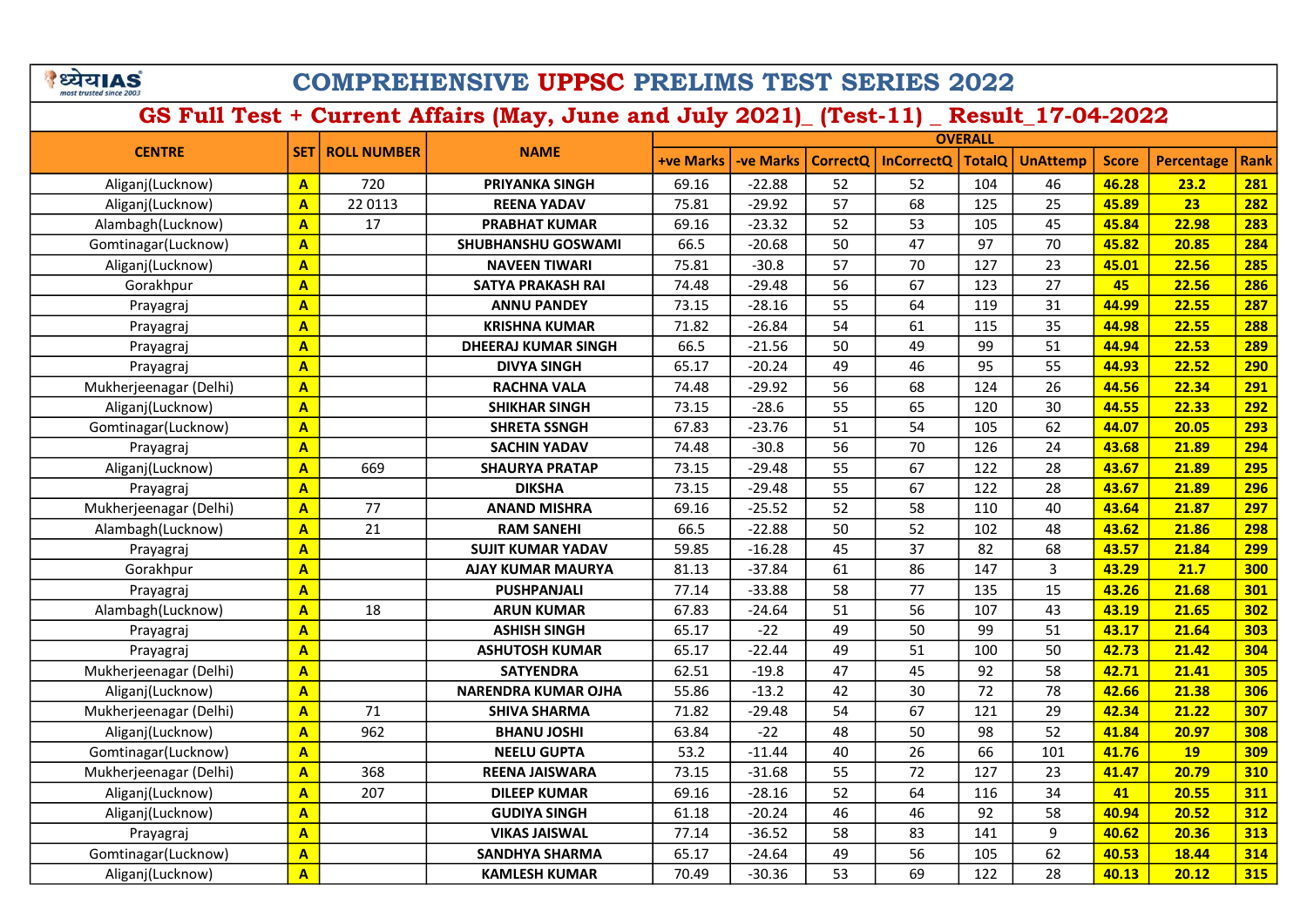# COMPREHENSIVE UPPSC PRELIMS TEST SERIES 2022

## GS Full Test + Current Affairs (May, June and July 2021)_ (Test-11) _ Result_17-04-2022

| CENTRE | SET | ROLL NUMBER | NAME | OVERALL | | | | | | | | |
|---|---|---|---|---|---|---|---|---|---|---|---|---|
| | | | | +ve Marks | -ve Marks | CorrectQ | InCorrectQ | TotalQ | UnAttemp | Score | Percentage | Rank |
| Aliganj(Lucknow) | A | 720 | PRIYANKA SINGH | 69.16 | -22.88 | 52 | 52 | 104 | 46 | 46.28 | 23.2 | 281 |
| Aliganj(Lucknow) | A | 22 0113 | REENA YADAV | 75.81 | -29.92 | 57 | 68 | 125 | 25 | 45.89 | 23 | 282 |
| Alambagh(Lucknow) | A | 17 | PRABHAT KUMAR | 69.16 | -23.32 | 52 | 53 | 105 | 45 | 45.84 | 22.98 | 283 |
| Gomtinagar(Lucknow) | A | | SHUBHANSHU GOSWAMI | 66.5 | -20.68 | 50 | 47 | 97 | 70 | 45.82 | 20.85 | 284 |
| Aliganj(Lucknow) | A | | NAVEEN TIWARI | 75.81 | -30.8 | 57 | 70 | 127 | 23 | 45.01 | 22.56 | 285 |
| Gorakhpur | A | | SATYA PRAKASH RAI | 74.48 | -29.48 | 56 | 67 | 123 | 27 | 45 | 22.56 | 286 |
| Prayagraj | A | | ANNU PANDEY | 73.15 | -28.16 | 55 | 64 | 119 | 31 | 44.99 | 22.55 | 287 |
| Prayagraj | A | | KRISHNA KUMAR | 71.82 | -26.84 | 54 | 61 | 115 | 35 | 44.98 | 22.55 | 288 |
| Prayagraj | A | | DHEERAJ KUMAR SINGH | 66.5 | -21.56 | 50 | 49 | 99 | 51 | 44.94 | 22.53 | 289 |
| Prayagraj | A | | DIVYA SINGH | 65.17 | -20.24 | 49 | 46 | 95 | 55 | 44.93 | 22.52 | 290 |
| Mukherjeenagar (Delhi) | A | | RACHNA VALA | 74.48 | -29.92 | 56 | 68 | 124 | 26 | 44.56 | 22.34 | 291 |
| Aliganj(Lucknow) | A | | SHIKHAR SINGH | 73.15 | -28.6 | 55 | 65 | 120 | 30 | 44.55 | 22.33 | 292 |
| Gomtinagar(Lucknow) | A | | SHRETA SSNGH | 67.83 | -23.76 | 51 | 54 | 105 | 62 | 44.07 | 20.05 | 293 |
| Prayagraj | A | | SACHIN YADAV | 74.48 | -30.8 | 56 | 70 | 126 | 24 | 43.68 | 21.89 | 294 |
| Aliganj(Lucknow) | A | 669 | SHAURYA PRATAP | 73.15 | -29.48 | 55 | 67 | 122 | 28 | 43.67 | 21.89 | 295 |
| Prayagraj | A | | DIKSHA | 73.15 | -29.48 | 55 | 67 | 122 | 28 | 43.67 | 21.89 | 296 |
| Mukherjeenagar (Delhi) | A | 77 | ANAND MISHRA | 69.16 | -25.52 | 52 | 58 | 110 | 40 | 43.64 | 21.87 | 297 |
| Alambagh(Lucknow) | A | 21 | RAM SANEHI | 66.5 | -22.88 | 50 | 52 | 102 | 48 | 43.62 | 21.86 | 298 |
| Prayagraj | A | | SUJIT KUMAR YADAV | 59.85 | -16.28 | 45 | 37 | 82 | 68 | 43.57 | 21.84 | 299 |
| Gorakhpur | A | | AJAY KUMAR MAURYA | 81.13 | -37.84 | 61 | 86 | 147 | 3 | 43.29 | 21.7 | 300 |
| Prayagraj | A | | PUSHPANJALI | 77.14 | -33.88 | 58 | 77 | 135 | 15 | 43.26 | 21.68 | 301 |
| Alambagh(Lucknow) | A | 18 | ARUN KUMAR | 67.83 | -24.64 | 51 | 56 | 107 | 43 | 43.19 | 21.65 | 302 |
| Prayagraj | A | | ASHISH SINGH | 65.17 | -22 | 49 | 50 | 99 | 51 | 43.17 | 21.64 | 303 |
| Prayagraj | A | | ASHUTOSH KUMAR | 65.17 | -22.44 | 49 | 51 | 100 | 50 | 42.73 | 21.42 | 304 |
| Mukherjeenagar (Delhi) | A | | SATYENDRA | 62.51 | -19.8 | 47 | 45 | 92 | 58 | 42.71 | 21.41 | 305 |
| Aliganj(Lucknow) | A | | NARENDRA KUMAR OJHA | 55.86 | -13.2 | 42 | 30 | 72 | 78 | 42.66 | 21.38 | 306 |
| Mukherjeenagar (Delhi) | A | 71 | SHIVA SHARMA | 71.82 | -29.48 | 54 | 67 | 121 | 29 | 42.34 | 21.22 | 307 |
| Aliganj(Lucknow) | A | 962 | BHANU JOSHI | 63.84 | -22 | 48 | 50 | 98 | 52 | 41.84 | 20.97 | 308 |
| Gomtinagar(Lucknow) | A | | NEELU GUPTA | 53.2 | -11.44 | 40 | 26 | 66 | 101 | 41.76 | 19 | 309 |
| Mukherjeenagar (Delhi) | A | 368 | REENA JAISWARA | 73.15 | -31.68 | 55 | 72 | 127 | 23 | 41.47 | 20.79 | 310 |
| Aliganj(Lucknow) | A | 207 | DILEEP KUMAR | 69.16 | -28.16 | 52 | 64 | 116 | 34 | 41 | 20.55 | 311 |
| Aliganj(Lucknow) | A | | GUDIYA SINGH | 61.18 | -20.24 | 46 | 46 | 92 | 58 | 40.94 | 20.52 | 312 |
| Prayagraj | A | | VIKAS JAISWAL | 77.14 | -36.52 | 58 | 83 | 141 | 9 | 40.62 | 20.36 | 313 |
| Gomtinagar(Lucknow) | A | | SANDHYA SHARMA | 65.17 | -24.64 | 49 | 56 | 105 | 62 | 40.53 | 18.44 | 314 |
| Aliganj(Lucknow) | A | | KAMLESH KUMAR | 70.49 | -30.36 | 53 | 69 | 122 | 28 | 40.13 | 20.12 | 315 |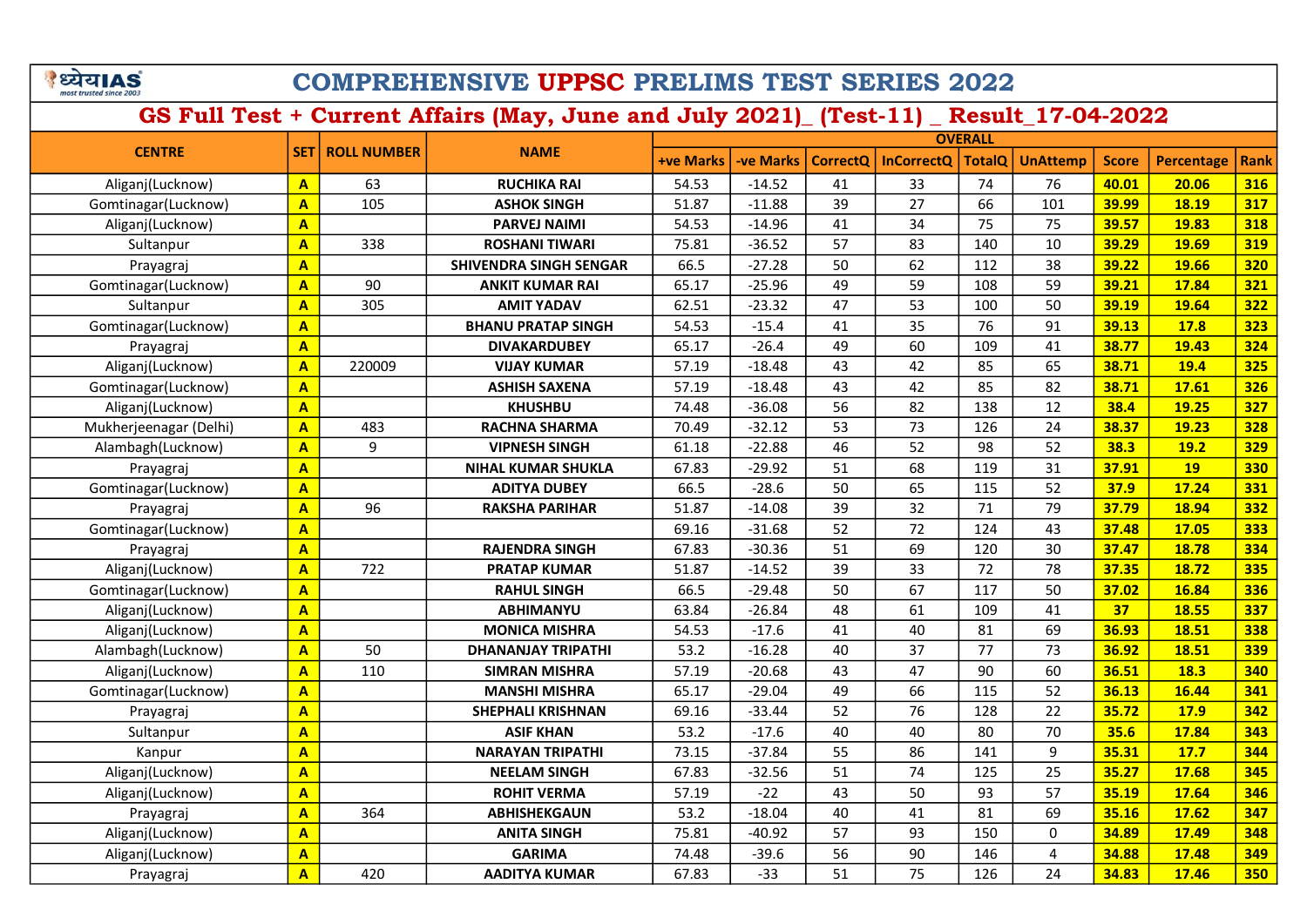# COMPREHENSIVE UPPSC PRELIMS TEST SERIES 2022

## GS Full Test + Current Affairs (May, June and July 2021)_ (Test-11) _ Result_17-04-2022

| CENTRE | SET | ROLL NUMBER | NAME | OVERALL | | | | | | | | |
|---|---|---|---|---|---|---|---|---|---|---|---|---|
| | | | | +ve Marks | -ve Marks | CorrectQ | InCorrectQ | TotalQ | UnAttemp | Score | Percentage | Rank |
| Aliganj(Lucknow) | A | 63 | RUCHIKA RAI | 54.53 | -14.52 | 41 | 33 | 74 | 76 | 40.01 | 20.06 | 316 |
| Gomtinagar(Lucknow) | A | 105 | ASHOK SINGH | 51.87 | -11.88 | 39 | 27 | 66 | 101 | 39.99 | 18.19 | 317 |
| Aliganj(Lucknow) | A | | PARVEJ NAIMI | 54.53 | -14.96 | 41 | 34 | 75 | 75 | 39.57 | 19.83 | 318 |
| Sultanpur | A | 338 | ROSHANI TIWARI | 75.81 | -36.52 | 57 | 83 | 140 | 10 | 39.29 | 19.69 | 319 |
| Prayagraj | A | | SHIVENDRA SINGH SENGAR | 66.5 | -27.28 | 50 | 62 | 112 | 38 | 39.22 | 19.66 | 320 |
| Gomtinagar(Lucknow) | A | 90 | ANKIT KUMAR RAI | 65.17 | -25.96 | 49 | 59 | 108 | 59 | 39.21 | 17.84 | 321 |
| Sultanpur | A | 305 | AMIT YADAV | 62.51 | -23.32 | 47 | 53 | 100 | 50 | 39.19 | 19.64 | 322 |
| Gomtinagar(Lucknow) | A | | BHANU PRATAP SINGH | 54.53 | -15.4 | 41 | 35 | 76 | 91 | 39.13 | 17.8 | 323 |
| Prayagraj | A | | DIVAKARDUBEY | 65.17 | -26.4 | 49 | 60 | 109 | 41 | 38.77 | 19.43 | 324 |
| Aliganj(Lucknow) | A | 220009 | VIJAY KUMAR | 57.19 | -18.48 | 43 | 42 | 85 | 65 | 38.71 | 19.4 | 325 |
| Gomtinagar(Lucknow) | A | | ASHISH SAXENA | 57.19 | -18.48 | 43 | 42 | 85 | 82 | 38.71 | 17.61 | 326 |
| Aliganj(Lucknow) | A | | KHUSHBU | 74.48 | -36.08 | 56 | 82 | 138 | 12 | 38.4 | 19.25 | 327 |
| Mukherjeenagar (Delhi) | A | 483 | RACHNA SHARMA | 70.49 | -32.12 | 53 | 73 | 126 | 24 | 38.37 | 19.23 | 328 |
| Alambagh(Lucknow) | A | 9 | VIPNESH SINGH | 61.18 | -22.88 | 46 | 52 | 98 | 52 | 38.3 | 19.2 | 329 |
| Prayagraj | A | | NIHAL KUMAR SHUKLA | 67.83 | -29.92 | 51 | 68 | 119 | 31 | 37.91 | 19 | 330 |
| Gomtinagar(Lucknow) | A | | ADITYA DUBEY | 66.5 | -28.6 | 50 | 65 | 115 | 52 | 37.9 | 17.24 | 331 |
| Prayagraj | A | 96 | RAKSHA PARIHAR | 51.87 | -14.08 | 39 | 32 | 71 | 79 | 37.79 | 18.94 | 332 |
| Gomtinagar(Lucknow) | A | | | 69.16 | -31.68 | 52 | 72 | 124 | 43 | 37.48 | 17.05 | 333 |
| Prayagraj | A | | RAJENDRA SINGH | 67.83 | -30.36 | 51 | 69 | 120 | 30 | 37.47 | 18.78 | 334 |
| Aliganj(Lucknow) | A | 722 | PRATAP KUMAR | 51.87 | -14.52 | 39 | 33 | 72 | 78 | 37.35 | 18.72 | 335 |
| Gomtinagar(Lucknow) | A | | RAHUL SINGH | 66.5 | -29.48 | 50 | 67 | 117 | 50 | 37.02 | 16.84 | 336 |
| Aliganj(Lucknow) | A | | ABHIMANYU | 63.84 | -26.84 | 48 | 61 | 109 | 41 | 37 | 18.55 | 337 |
| Aliganj(Lucknow) | A | | MONICA MISHRA | 54.53 | -17.6 | 41 | 40 | 81 | 69 | 36.93 | 18.51 | 338 |
| Alambagh(Lucknow) | A | 50 | DHANANJAY TRIPATHI | 53.2 | -16.28 | 40 | 37 | 77 | 73 | 36.92 | 18.51 | 339 |
| Aliganj(Lucknow) | A | 110 | SIMRAN MISHRA | 57.19 | -20.68 | 43 | 47 | 90 | 60 | 36.51 | 18.3 | 340 |
| Gomtinagar(Lucknow) | A | | MANSHI MISHRA | 65.17 | -29.04 | 49 | 66 | 115 | 52 | 36.13 | 16.44 | 341 |
| Prayagraj | A | | SHEPHALI KRISHNAN | 69.16 | -33.44 | 52 | 76 | 128 | 22 | 35.72 | 17.9 | 342 |
| Sultanpur | A | | ASIF KHAN | 53.2 | -17.6 | 40 | 40 | 80 | 70 | 35.6 | 17.84 | 343 |
| Kanpur | A | | NARAYAN TRIPATHI | 73.15 | -37.84 | 55 | 86 | 141 | 9 | 35.31 | 17.7 | 344 |
| Aliganj(Lucknow) | A | | NEELAM SINGH | 67.83 | -32.56 | 51 | 74 | 125 | 25 | 35.27 | 17.68 | 345 |
| Aliganj(Lucknow) | A | | ROHIT VERMA | 57.19 | -22 | 43 | 50 | 93 | 57 | 35.19 | 17.64 | 346 |
| Prayagraj | A | 364 | ABHISHEKGAUN | 53.2 | -18.04 | 40 | 41 | 81 | 69 | 35.16 | 17.62 | 347 |
| Aliganj(Lucknow) | A | | ANITA SINGH | 75.81 | -40.92 | 57 | 93 | 150 | 0 | 34.89 | 17.49 | 348 |
| Aliganj(Lucknow) | A | | GARIMA | 74.48 | -39.6 | 56 | 90 | 146 | 4 | 34.88 | 17.48 | 349 |
| Prayagraj | A | 420 | AADITYA KUMAR | 67.83 | -33 | 51 | 75 | 126 | 24 | 34.83 | 17.46 | 350 |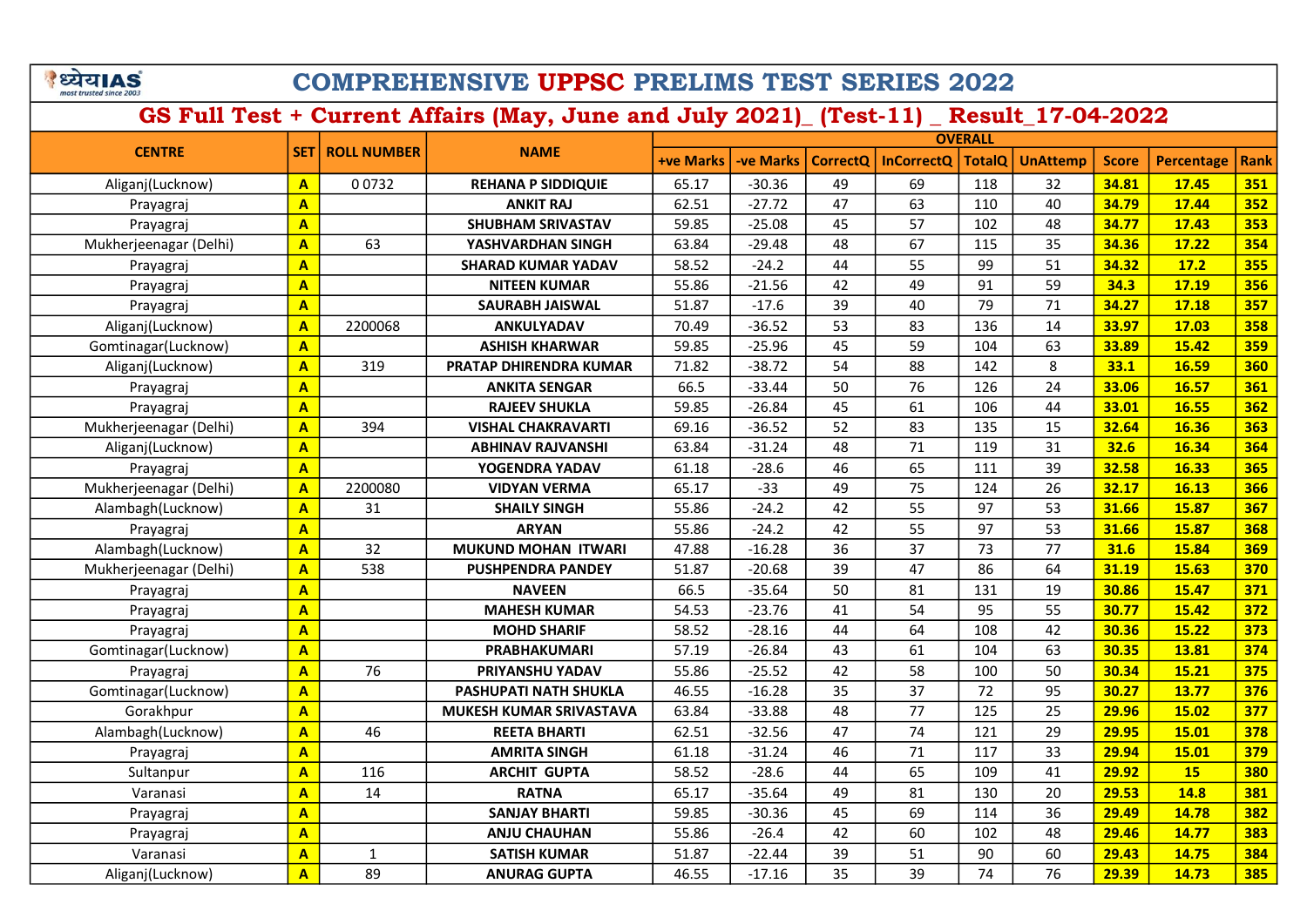# COMPREHENSIVE UPPSC PRELIMS TEST SERIES 2022

## GS Full Test + Current Affairs (May, June and July 2021)_ (Test-11) _ Result_17-04-2022

| CENTRE | SET | ROLL NUMBER | NAME | OVERALL | | | | | | | | |
|---|---|---|---|---|---|---|---|---|---|---|---|---|
| | | | | +ve Marks | -ve Marks | CorrectQ | InCorrectQ | TotalQ | UnAttemp | Score | Percentage | Rank |
| Aliganj(Lucknow) | A | 0 0732 | REHANA P SIDDIQUIE | 65.17 | -30.36 | 49 | 69 | 118 | 32 | 34.81 | 17.45 | 351 |
| Prayagraj | A | | ANKIT RAJ | 62.51 | -27.72 | 47 | 63 | 110 | 40 | 34.79 | 17.44 | 352 |
| Prayagraj | A | | SHUBHAM SRIVASTAV | 59.85 | -25.08 | 45 | 57 | 102 | 48 | 34.77 | 17.43 | 353 |
| Mukherjeenagar (Delhi) | A | 63 | YASHVARDHAN SINGH | 63.84 | -29.48 | 48 | 67 | 115 | 35 | 34.36 | 17.22 | 354 |
| Prayagraj | A | | SHARAD KUMAR YADAV | 58.52 | -24.2 | 44 | 55 | 99 | 51 | 34.32 | 17.2 | 355 |
| Prayagraj | A | | NITEEN KUMAR | 55.86 | -21.56 | 42 | 49 | 91 | 59 | 34.3 | 17.19 | 356 |
| Prayagraj | A | | SAURABH JAISWAL | 51.87 | -17.6 | 39 | 40 | 79 | 71 | 34.27 | 17.18 | 357 |
| Aliganj(Lucknow) | A | 2200068 | ANKULYADAV | 70.49 | -36.52 | 53 | 83 | 136 | 14 | 33.97 | 17.03 | 358 |
| Gomtinagar(Lucknow) | A | | ASHISH KHARWAR | 59.85 | -25.96 | 45 | 59 | 104 | 63 | 33.89 | 15.42 | 359 |
| Aliganj(Lucknow) | A | 319 | PRATAP DHIRENDRA KUMAR | 71.82 | -38.72 | 54 | 88 | 142 | 8 | 33.1 | 16.59 | 360 |
| Prayagraj | A | | ANKITA SENGAR | 66.5 | -33.44 | 50 | 76 | 126 | 24 | 33.06 | 16.57 | 361 |
| Prayagraj | A | | RAJEEV SHUKLA | 59.85 | -26.84 | 45 | 61 | 106 | 44 | 33.01 | 16.55 | 362 |
| Mukherjeenagar (Delhi) | A | 394 | VISHAL CHAKRAVARTI | 69.16 | -36.52 | 52 | 83 | 135 | 15 | 32.64 | 16.36 | 363 |
| Aliganj(Lucknow) | A | | ABHINAV RAJVANSHI | 63.84 | -31.24 | 48 | 71 | 119 | 31 | 32.6 | 16.34 | 364 |
| Prayagraj | A | | YOGENDRA YADAV | 61.18 | -28.6 | 46 | 65 | 111 | 39 | 32.58 | 16.33 | 365 |
| Mukherjeenagar (Delhi) | A | 2200080 | VIDYAN VERMA | 65.17 | -33 | 49 | 75 | 124 | 26 | 32.17 | 16.13 | 366 |
| Alambagh(Lucknow) | A | 31 | SHAILY SINGH | 55.86 | -24.2 | 42 | 55 | 97 | 53 | 31.66 | 15.87 | 367 |
| Prayagraj | A | | ARYAN | 55.86 | -24.2 | 42 | 55 | 97 | 53 | 31.66 | 15.87 | 368 |
| Alambagh(Lucknow) | A | 32 | MUKUND MOHAN ITWARI | 47.88 | -16.28 | 36 | 37 | 73 | 77 | 31.6 | 15.84 | 369 |
| Mukherjeenagar (Delhi) | A | 538 | PUSHPENDRA PANDEY | 51.87 | -20.68 | 39 | 47 | 86 | 64 | 31.19 | 15.63 | 370 |
| Prayagraj | A | | NAVEEN | 66.5 | -35.64 | 50 | 81 | 131 | 19 | 30.86 | 15.47 | 371 |
| Prayagraj | A | | MAHESH KUMAR | 54.53 | -23.76 | 41 | 54 | 95 | 55 | 30.77 | 15.42 | 372 |
| Prayagraj | A | | MOHD SHARIF | 58.52 | -28.16 | 44 | 64 | 108 | 42 | 30.36 | 15.22 | 373 |
| Gomtinagar(Lucknow) | A | | PRABHAKUMARI | 57.19 | -26.84 | 43 | 61 | 104 | 63 | 30.35 | 13.81 | 374 |
| Prayagraj | A | 76 | PRIYANSHU YADAV | 55.86 | -25.52 | 42 | 58 | 100 | 50 | 30.34 | 15.21 | 375 |
| Gomtinagar(Lucknow) | A | | PASHUPATI NATH SHUKLA | 46.55 | -16.28 | 35 | 37 | 72 | 95 | 30.27 | 13.77 | 376 |
| Gorakhpur | A | | MUKESH KUMAR SRIVASTAVA | 63.84 | -33.88 | 48 | 77 | 125 | 25 | 29.96 | 15.02 | 377 |
| Alambagh(Lucknow) | A | 46 | REETA BHARTI | 62.51 | -32.56 | 47 | 74 | 121 | 29 | 29.95 | 15.01 | 378 |
| Prayagraj | A | | AMRITA SINGH | 61.18 | -31.24 | 46 | 71 | 117 | 33 | 29.94 | 15.01 | 379 |
| Sultanpur | A | 116 | ARCHIT GUPTA | 58.52 | -28.6 | 44 | 65 | 109 | 41 | 29.92 | 15 | 380 |
| Varanasi | A | 14 | RATNA | 65.17 | -35.64 | 49 | 81 | 130 | 20 | 29.53 | 14.8 | 381 |
| Prayagraj | A | | SANJAY BHARTI | 59.85 | -30.36 | 45 | 69 | 114 | 36 | 29.49 | 14.78 | 382 |
| Prayagraj | A | | ANJU CHAUHAN | 55.86 | -26.4 | 42 | 60 | 102 | 48 | 29.46 | 14.77 | 383 |
| Varanasi | A | 1 | SATISH KUMAR | 51.87 | -22.44 | 39 | 51 | 90 | 60 | 29.43 | 14.75 | 384 |
| Aliganj(Lucknow) | A | 89 | ANURAG GUPTA | 46.55 | -17.16 | 35 | 39 | 74 | 76 | 29.39 | 14.73 | 385 |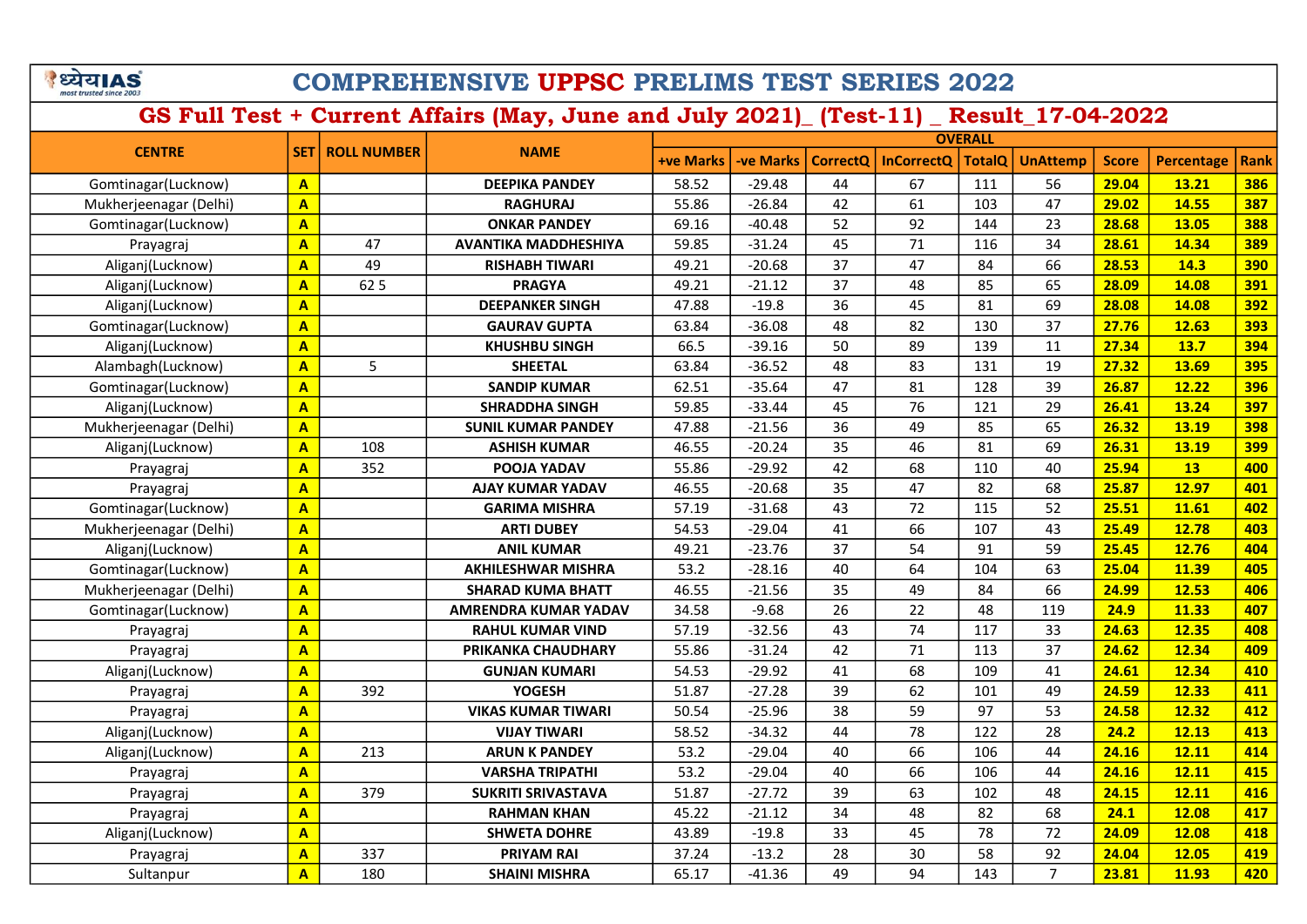# COMPREHENSIVE UPPSC PRELIMS TEST SERIES 2022

## GS Full Test + Current Affairs (May, June and July 2021)_ (Test-11) _ Result_17-04-2022

| CENTRE | SET | ROLL NUMBER | NAME | OVERALL | | | | | | | | |
|---|---|---|---|---|---|---|---|---|---|---|---|---|
| | | | | +ve Marks | -ve Marks | CorrectQ | InCorrectQ | TotalQ | UnAttemp | Score | Percentage | Rank |
| Gomtinagar(Lucknow) | A | | DEEPIKA PANDEY | 58.52 | -29.48 | 44 | 67 | 111 | 56 | 29.04 | 13.21 | 386 |
| Mukherjeenagar (Delhi) | A | | RAGHURAJ | 55.86 | -26.84 | 42 | 61 | 103 | 47 | 29.02 | 14.55 | 387 |
| Gomtinagar(Lucknow) | A | | ONKAR PANDEY | 69.16 | -40.48 | 52 | 92 | 144 | 23 | 28.68 | 13.05 | 388 |
| Prayagraj | A | 47 | AVANTIKA MADDHESHIYA | 59.85 | -31.24 | 45 | 71 | 116 | 34 | 28.61 | 14.34 | 389 |
| Aliganj(Lucknow) | A | 49 | RISHABH TIWARI | 49.21 | -20.68 | 37 | 47 | 84 | 66 | 28.53 | 14.3 | 390 |
| Aliganj(Lucknow) | A | 62 5 | PRAGYA | 49.21 | -21.12 | 37 | 48 | 85 | 65 | 28.09 | 14.08 | 391 |
| Aliganj(Lucknow) | A | | DEEPANKER SINGH | 47.88 | -19.8 | 36 | 45 | 81 | 69 | 28.08 | 14.08 | 392 |
| Gomtinagar(Lucknow) | A | | GAURAV GUPTA | 63.84 | -36.08 | 48 | 82 | 130 | 37 | 27.76 | 12.63 | 393 |
| Aliganj(Lucknow) | A | | KHUSHBU SINGH | 66.5 | -39.16 | 50 | 89 | 139 | 11 | 27.34 | 13.7 | 394 |
| Alambagh(Lucknow) | A | 5 | SHEETAL | 63.84 | -36.52 | 48 | 83 | 131 | 19 | 27.32 | 13.69 | 395 |
| Gomtinagar(Lucknow) | A | | SANDIP KUMAR | 62.51 | -35.64 | 47 | 81 | 128 | 39 | 26.87 | 12.22 | 396 |
| Aliganj(Lucknow) | A | | SHRADDHA SINGH | 59.85 | -33.44 | 45 | 76 | 121 | 29 | 26.41 | 13.24 | 397 |
| Mukherjeenagar (Delhi) | A | | SUNIL KUMAR PANDEY | 47.88 | -21.56 | 36 | 49 | 85 | 65 | 26.32 | 13.19 | 398 |
| Aliganj(Lucknow) | A | 108 | ASHISH KUMAR | 46.55 | -20.24 | 35 | 46 | 81 | 69 | 26.31 | 13.19 | 399 |
| Prayagraj | A | 352 | POOJA YADAV | 55.86 | -29.92 | 42 | 68 | 110 | 40 | 25.94 | 13 | 400 |
| Prayagraj | A | | AJAY KUMAR YADAV | 46.55 | -20.68 | 35 | 47 | 82 | 68 | 25.87 | 12.97 | 401 |
| Gomtinagar(Lucknow) | A | | GARIMA MISHRA | 57.19 | -31.68 | 43 | 72 | 115 | 52 | 25.51 | 11.61 | 402 |
| Mukherjeenagar (Delhi) | A | | ARTI DUBEY | 54.53 | -29.04 | 41 | 66 | 107 | 43 | 25.49 | 12.78 | 403 |
| Aliganj(Lucknow) | A | | ANIL KUMAR | 49.21 | -23.76 | 37 | 54 | 91 | 59 | 25.45 | 12.76 | 404 |
| Gomtinagar(Lucknow) | A | | AKHILESHWAR MISHRA | 53.2 | -28.16 | 40 | 64 | 104 | 63 | 25.04 | 11.39 | 405 |
| Mukherjeenagar (Delhi) | A | | SHARAD KUMA BHATT | 46.55 | -21.56 | 35 | 49 | 84 | 66 | 24.99 | 12.53 | 406 |
| Gomtinagar(Lucknow) | A | | AMRENDRA KUMAR YADAV | 34.58 | -9.68 | 26 | 22 | 48 | 119 | 24.9 | 11.33 | 407 |
| Prayagraj | A | | RAHUL KUMAR VIND | 57.19 | -32.56 | 43 | 74 | 117 | 33 | 24.63 | 12.35 | 408 |
| Prayagraj | A | | PRIKANKA CHAUDHARY | 55.86 | -31.24 | 42 | 71 | 113 | 37 | 24.62 | 12.34 | 409 |
| Aliganj(Lucknow) | A | | GUNJAN KUMARI | 54.53 | -29.92 | 41 | 68 | 109 | 41 | 24.61 | 12.34 | 410 |
| Prayagraj | A | 392 | YOGESH | 51.87 | -27.28 | 39 | 62 | 101 | 49 | 24.59 | 12.33 | 411 |
| Prayagraj | A | | VIKAS KUMAR TIWARI | 50.54 | -25.96 | 38 | 59 | 97 | 53 | 24.58 | 12.32 | 412 |
| Aliganj(Lucknow) | A | | VIJAY TIWARI | 58.52 | -34.32 | 44 | 78 | 122 | 28 | 24.2 | 12.13 | 413 |
| Aliganj(Lucknow) | A | 213 | ARUN K PANDEY | 53.2 | -29.04 | 40 | 66 | 106 | 44 | 24.16 | 12.11 | 414 |
| Prayagraj | A | | VARSHA TRIPATHI | 53.2 | -29.04 | 40 | 66 | 106 | 44 | 24.16 | 12.11 | 415 |
| Prayagraj | A | 379 | SUKRITI SRIVASTAVA | 51.87 | -27.72 | 39 | 63 | 102 | 48 | 24.15 | 12.11 | 416 |
| Prayagraj | A | | RAHMAN KHAN | 45.22 | -21.12 | 34 | 48 | 82 | 68 | 24.1 | 12.08 | 417 |
| Aliganj(Lucknow) | A | | SHWETA DOHRE | 43.89 | -19.8 | 33 | 45 | 78 | 72 | 24.09 | 12.08 | 418 |
| Prayagraj | A | 337 | PRIYAM RAI | 37.24 | -13.2 | 28 | 30 | 58 | 92 | 24.04 | 12.05 | 419 |
| Sultanpur | A | 180 | SHAINI MISHRA | 65.17 | -41.36 | 49 | 94 | 143 | 7 | 23.81 | 11.93 | 420 |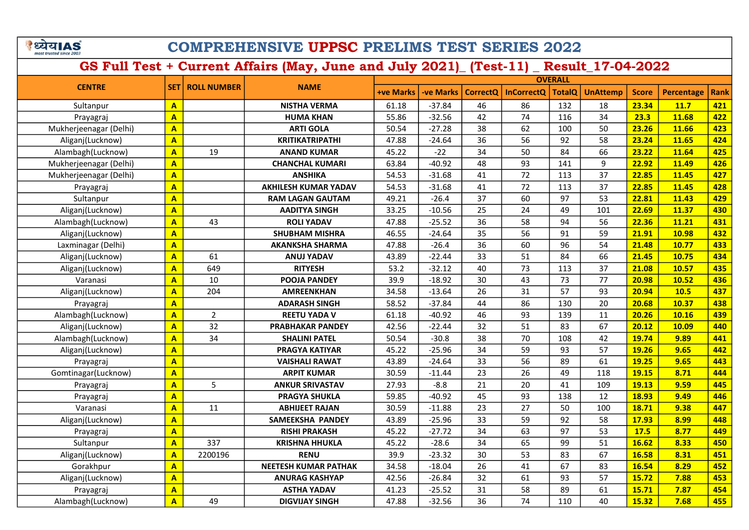# COMPREHENSIVE UPPSC PRELIMS TEST SERIES 2022

## GS Full Test + Current Affairs (May, June and July 2021)_ (Test-11) _ Result_17-04-2022

| CENTRE | SET | ROLL NUMBER | NAME | OVERALL | | | | | | | | |
|---|---|---|---|---|---|---|---|---|---|---|---|---|
| | | | | +ve Marks | -ve Marks | CorrectQ | InCorrectQ | TotalQ | UnAttemp | Score | Percentage | Rank |
| Sultanpur | A | | NISTHA VERMA | 61.18 | -37.84 | 46 | 86 | 132 | 18 | 23.34 | 11.7 | 421 |
| Prayagraj | A | | HUMA KHAN | 55.86 | -32.56 | 42 | 74 | 116 | 34 | 23.3 | 11.68 | 422 |
| Mukherjeenagar (Delhi) | A | | ARTI GOLA | 50.54 | -27.28 | 38 | 62 | 100 | 50 | 23.26 | 11.66 | 423 |
| Aliganj(Lucknow) | A | | KRITIKATRIPATHI | 47.88 | -24.64 | 36 | 56 | 92 | 58 | 23.24 | 11.65 | 424 |
| Alambagh(Lucknow) | A | 19 | ANAND KUMAR | 45.22 | -22 | 34 | 50 | 84 | 66 | 23.22 | 11.64 | 425 |
| Mukherjeenagar (Delhi) | A | | CHANCHAL KUMARI | 63.84 | -40.92 | 48 | 93 | 141 | 9 | 22.92 | 11.49 | 426 |
| Mukherjeenagar (Delhi) | A | | ANSHIKA | 54.53 | -31.68 | 41 | 72 | 113 | 37 | 22.85 | 11.45 | 427 |
| Prayagraj | A | | AKHILESH KUMAR YADAV | 54.53 | -31.68 | 41 | 72 | 113 | 37 | 22.85 | 11.45 | 428 |
| Sultanpur | A | | RAM LAGAN GAUTAM | 49.21 | -26.4 | 37 | 60 | 97 | 53 | 22.81 | 11.43 | 429 |
| Aliganj(Lucknow) | A | | AADITYA SINGH | 33.25 | -10.56 | 25 | 24 | 49 | 101 | 22.69 | 11.37 | 430 |
| Alambagh(Lucknow) | A | 43 | ROLI YADAV | 47.88 | -25.52 | 36 | 58 | 94 | 56 | 22.36 | 11.21 | 431 |
| Aliganj(Lucknow) | A | | SHUBHAM MISHRA | 46.55 | -24.64 | 35 | 56 | 91 | 59 | 21.91 | 10.98 | 432 |
| Laxminagar (Delhi) | A | | AKANKSHA SHARMA | 47.88 | -26.4 | 36 | 60 | 96 | 54 | 21.48 | 10.77 | 433 |
| Aliganj(Lucknow) | A | 61 | ANUJ YADAV | 43.89 | -22.44 | 33 | 51 | 84 | 66 | 21.45 | 10.75 | 434 |
| Aliganj(Lucknow) | A | 649 | RITYESH | 53.2 | -32.12 | 40 | 73 | 113 | 37 | 21.08 | 10.57 | 435 |
| Varanasi | A | 10 | POOJA PANDEY | 39.9 | -18.92 | 30 | 43 | 73 | 77 | 20.98 | 10.52 | 436 |
| Aliganj(Lucknow) | A | 204 | AMREENKHAN | 34.58 | -13.64 | 26 | 31 | 57 | 93 | 20.94 | 10.5 | 437 |
| Prayagraj | A | | ADARASH SINGH | 58.52 | -37.84 | 44 | 86 | 130 | 20 | 20.68 | 10.37 | 438 |
| Alambagh(Lucknow) | A | 2 | REETU YADA V | 61.18 | -40.92 | 46 | 93 | 139 | 11 | 20.26 | 10.16 | 439 |
| Aliganj(Lucknow) | A | 32 | PRABHAKAR PANDEY | 42.56 | -22.44 | 32 | 51 | 83 | 67 | 20.12 | 10.09 | 440 |
| Alambagh(Lucknow) | A | 34 | SHALINI PATEL | 50.54 | -30.8 | 38 | 70 | 108 | 42 | 19.74 | 9.89 | 441 |
| Aliganj(Lucknow) | A | | PRAGYA KATIYAR | 45.22 | -25.96 | 34 | 59 | 93 | 57 | 19.26 | 9.65 | 442 |
| Prayagraj | A | | VAISHALI RAWAT | 43.89 | -24.64 | 33 | 56 | 89 | 61 | 19.25 | 9.65 | 443 |
| Gomtinagar(Lucknow) | A | | ARPIT KUMAR | 30.59 | -11.44 | 23 | 26 | 49 | 118 | 19.15 | 8.71 | 444 |
| Prayagraj | A | 5 | ANKUR SRIVASTAV | 27.93 | -8.8 | 21 | 20 | 41 | 109 | 19.13 | 9.59 | 445 |
| Prayagraj | A | | PRAGYA SHUKLA | 59.85 | -40.92 | 45 | 93 | 138 | 12 | 18.93 | 9.49 | 446 |
| Varanasi | A | 11 | ABHIJEET RAJAN | 30.59 | -11.88 | 23 | 27 | 50 | 100 | 18.71 | 9.38 | 447 |
| Aliganj(Lucknow) | A | | SAMEEKSHA PANDEY | 43.89 | -25.96 | 33 | 59 | 92 | 58 | 17.93 | 8.99 | 448 |
| Prayagraj | A | | RISHI PRAKASH | 45.22 | -27.72 | 34 | 63 | 97 | 53 | 17.5 | 8.77 | 449 |
| Sultanpur | A | 337 | KRISHNA HHUKLA | 45.22 | -28.6 | 34 | 65 | 99 | 51 | 16.62 | 8.33 | 450 |
| Aliganj(Lucknow) | A | 2200196 | RENU | 39.9 | -23.32 | 30 | 53 | 83 | 67 | 16.58 | 8.31 | 451 |
| Gorakhpur | A | | NEETESH KUMAR PATHAK | 34.58 | -18.04 | 26 | 41 | 67 | 83 | 16.54 | 8.29 | 452 |
| Aliganj(Lucknow) | A | | ANURAG KASHYAP | 42.56 | -26.84 | 32 | 61 | 93 | 57 | 15.72 | 7.88 | 453 |
| Prayagraj | A | | ASTHA YADAV | 41.23 | -25.52 | 31 | 58 | 89 | 61 | 15.71 | 7.87 | 454 |
| Alambagh(Lucknow) | A | 49 | DIGVIJAY SINGH | 47.88 | -32.56 | 36 | 74 | 110 | 40 | 15.32 | 7.68 | 455 |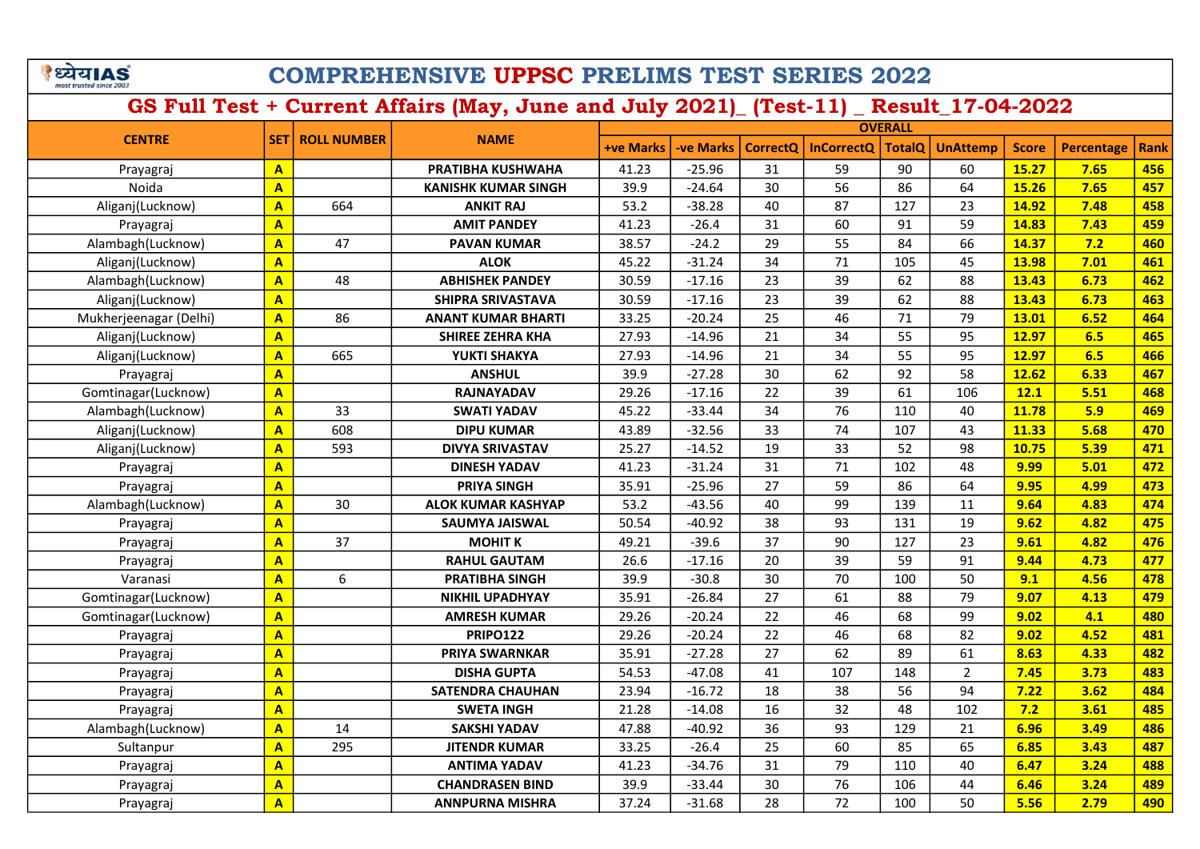# COMPREHENSIVE UPPSC PRELIMS TEST SERIES 2022

## GS Full Test + Current Affairs (May, June and July 2021)_ (Test-11) _ Result_17-04-2022

| CENTRE | SET | ROLL NUMBER | NAME | OVERALL | | | | | | | | |
|---|---|---|---|---|---|---|---|---|---|---|---|---|
| | | | | +ve Marks | -ve Marks | CorrectQ | InCorrectQ | TotalQ | UnAttemp | Score | Percentage | Rank |
| Prayagraj | A | | PRATIBHA KUSHWAHA | 41.23 | -25.96 | 31 | 59 | 90 | 60 | 15.27 | 7.65 | 456 |
| Noida | A | | KANISHK KUMAR SINGH | 39.9 | -24.64 | 30 | 56 | 86 | 64 | 15.26 | 7.65 | 457 |
| Aliganj(Lucknow) | A | 664 | ANKIT RAJ | 53.2 | -38.28 | 40 | 87 | 127 | 23 | 14.92 | 7.48 | 458 |
| Prayagraj | A | | AMIT PANDEY | 41.23 | -26.4 | 31 | 60 | 91 | 59 | 14.83 | 7.43 | 459 |
| Alambagh(Lucknow) | A | 47 | PAVAN KUMAR | 38.57 | -24.2 | 29 | 55 | 84 | 66 | 14.37 | 7.2 | 460 |
| Aliganj(Lucknow) | A | | ALOK | 45.22 | -31.24 | 34 | 71 | 105 | 45 | 13.98 | 7.01 | 461 |
| Alambagh(Lucknow) | A | 48 | ABHISHEK PANDEY | 30.59 | -17.16 | 23 | 39 | 62 | 88 | 13.43 | 6.73 | 462 |
| Aliganj(Lucknow) | A | | SHIPRA SRIVASTAVA | 30.59 | -17.16 | 23 | 39 | 62 | 88 | 13.43 | 6.73 | 463 |
| Mukherjeenagar (Delhi) | A | 86 | ANANT KUMAR BHARTI | 33.25 | -20.24 | 25 | 46 | 71 | 79 | 13.01 | 6.52 | 464 |
| Aliganj(Lucknow) | A | | SHIREE ZEHRA KHA | 27.93 | -14.96 | 21 | 34 | 55 | 95 | 12.97 | 6.5 | 465 |
| Aliganj(Lucknow) | A | 665 | YUKTI SHAKYA | 27.93 | -14.96 | 21 | 34 | 55 | 95 | 12.97 | 6.5 | 466 |
| Prayagraj | A | | ANSHUL | 39.9 | -27.28 | 30 | 62 | 92 | 58 | 12.62 | 6.33 | 467 |
| Gomtinagar(Lucknow) | A | | RAJNAYADAV | 29.26 | -17.16 | 22 | 39 | 61 | 106 | 12.1 | 5.51 | 468 |
| Alambagh(Lucknow) | A | 33 | SWATI YADAV | 45.22 | -33.44 | 34 | 76 | 110 | 40 | 11.78 | 5.9 | 469 |
| Aliganj(Lucknow) | A | 608 | DIPU KUMAR | 43.89 | -32.56 | 33 | 74 | 107 | 43 | 11.33 | 5.68 | 470 |
| Aliganj(Lucknow) | A | 593 | DIVYA SRIVASTAV | 25.27 | -14.52 | 19 | 33 | 52 | 98 | 10.75 | 5.39 | 471 |
| Prayagraj | A | | DINESH YADAV | 41.23 | -31.24 | 31 | 71 | 102 | 48 | 9.99 | 5.01 | 472 |
| Prayagraj | A | | PRIYA SINGH | 35.91 | -25.96 | 27 | 59 | 86 | 64 | 9.95 | 4.99 | 473 |
| Alambagh(Lucknow) | A | 30 | ALOK KUMAR KASHYAP | 53.2 | -43.56 | 40 | 99 | 139 | 11 | 9.64 | 4.83 | 474 |
| Prayagraj | A | | SAUMYA JAISWAL | 50.54 | -40.92 | 38 | 93 | 131 | 19 | 9.62 | 4.82 | 475 |
| Prayagraj | A | 37 | MOHIT K | 49.21 | -39.6 | 37 | 90 | 127 | 23 | 9.61 | 4.82 | 476 |
| Prayagraj | A | | RAHUL GAUTAM | 26.6 | -17.16 | 20 | 39 | 59 | 91 | 9.44 | 4.73 | 477 |
| Varanasi | A | 6 | PRATIBHA SINGH | 39.9 | -30.8 | 30 | 70 | 100 | 50 | 9.1 | 4.56 | 478 |
| Gomtinagar(Lucknow) | A | | NIKHIL UPADHYAY | 35.91 | -26.84 | 27 | 61 | 88 | 79 | 9.07 | 4.13 | 479 |
| Gomtinagar(Lucknow) | A | | AMRESH KUMAR | 29.26 | -20.24 | 22 | 46 | 68 | 99 | 9.02 | 4.1 | 480 |
| Prayagraj | A | | PRIPO122 | 29.26 | -20.24 | 22 | 46 | 68 | 82 | 9.02 | 4.52 | 481 |
| Prayagraj | A | | PRIYA SWARNKAR | 35.91 | -27.28 | 27 | 62 | 89 | 61 | 8.63 | 4.33 | 482 |
| Prayagraj | A | | DISHA GUPTA | 54.53 | -47.08 | 41 | 107 | 148 | 2 | 7.45 | 3.73 | 483 |
| Prayagraj | A | | SATENDRA CHAUHAN | 23.94 | -16.72 | 18 | 38 | 56 | 94 | 7.22 | 3.62 | 484 |
| Prayagraj | A | | SWETA INGH | 21.28 | -14.08 | 16 | 32 | 48 | 102 | 7.2 | 3.61 | 485 |
| Alambagh(Lucknow) | A | 14 | SAKSHI YADAV | 47.88 | -40.92 | 36 | 93 | 129 | 21 | 6.96 | 3.49 | 486 |
| Sultanpur | A | 295 | JITENDR KUMAR | 33.25 | -26.4 | 25 | 60 | 85 | 65 | 6.85 | 3.43 | 487 |
| Prayagraj | A | | ANTIMA YADAV | 41.23 | -34.76 | 31 | 79 | 110 | 40 | 6.47 | 3.24 | 488 |
| Prayagraj | A | | CHANDRASEN BIND | 39.9 | -33.44 | 30 | 76 | 106 | 44 | 6.46 | 3.24 | 489 |
| Prayagraj | A | | ANNPURNA MISHRA | 37.24 | -31.68 | 28 | 72 | 100 | 50 | 5.56 | 2.79 | 490 |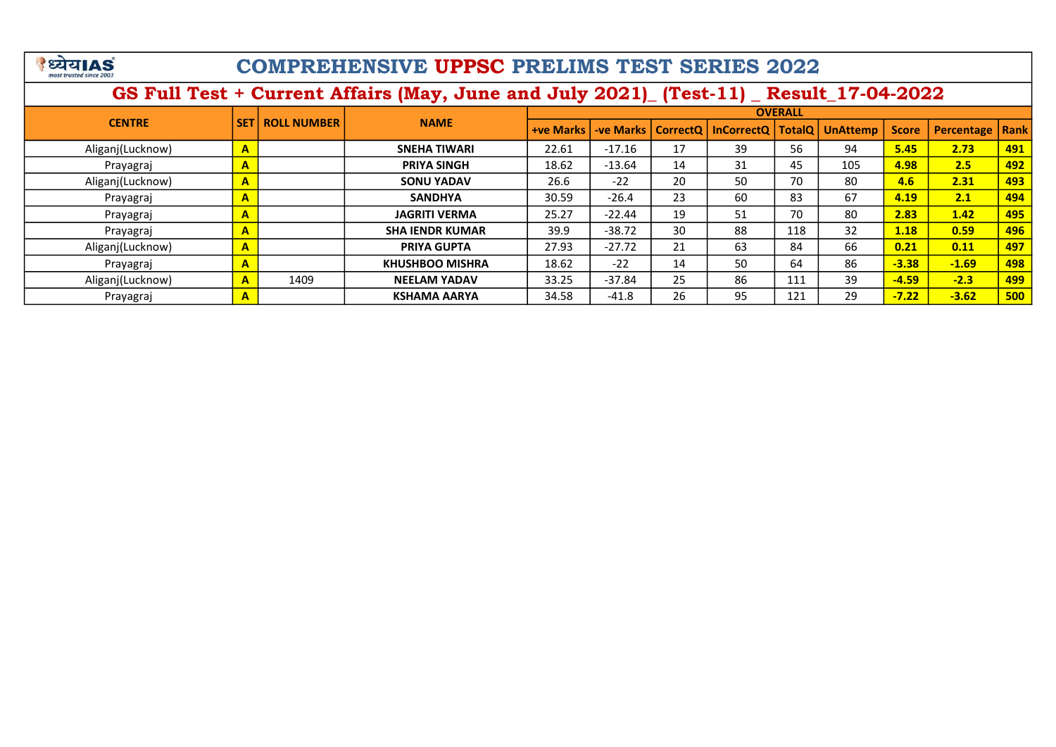# COMPREHENSIVE UPPSC PRELIMS TEST SERIES 2022

## GS Full Test + Current Affairs (May, June and July 2021)_ (Test-11) _ Result_17-04-2022

| CENTRE | SET | ROLL NUMBER | NAME | OVERALL | | | | | | | | |
|---|---|---|---|---|---|---|---|---|---|---|---|---|
| | | | | +ve Marks | -ve Marks | CorrectQ | InCorrectQ | TotalQ | UnAttemp | Score | Percentage | Rank |
| Aliganj(Lucknow) | A | | SNEHA TIWARI | 22.61 | -17.16 | 17 | 39 | 56 | 94 | 5.45 | 2.73 | 491 |
| Prayagraj | A | | PRIYA SINGH | 18.62 | -13.64 | 14 | 31 | 45 | 105 | 4.98 | 2.5 | 492 |
| Aliganj(Lucknow) | A | | SONU YADAV | 26.6 | -22 | 20 | 50 | 70 | 80 | 4.6 | 2.31 | 493 |
| Prayagraj | A | | SANDHYA | 30.59 | -26.4 | 23 | 60 | 83 | 67 | 4.19 | 2.1 | 494 |
| Prayagraj | A | | JAGRITI VERMA | 25.27 | -22.44 | 19 | 51 | 70 | 80 | 2.83 | 1.42 | 495 |
| Prayagraj | A | | SHA IENDR KUMAR | 39.9 | -38.72 | 30 | 88 | 118 | 32 | 1.18 | 0.59 | 496 |
| Aliganj(Lucknow) | A | | PRIYA GUPTA | 27.93 | -27.72 | 21 | 63 | 84 | 66 | 0.21 | 0.11 | 497 |
| Prayagraj | A | | KHUSHBOO MISHRA | 18.62 | -22 | 14 | 50 | 64 | 86 | -3.38 | -1.69 | 498 |
| Aliganj(Lucknow) | A | 1409 | NEELAM YADAV | 33.25 | -37.84 | 25 | 86 | 111 | 39 | -4.59 | -2.3 | 499 |
| Prayagraj | A | | KSHAMA AARYA | 34.58 | -41.8 | 26 | 95 | 121 | 29 | -7.22 | -3.62 | 500 |